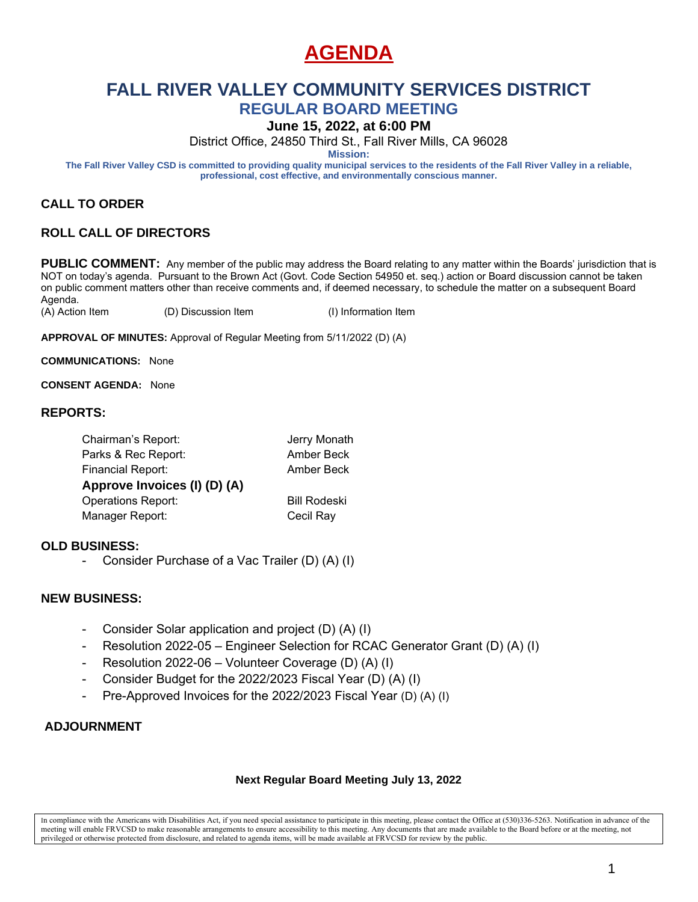# AGENDA

## FALL RIVER VALLEY COMMUNITY SERVICES DISTRICT

### REGULAR BOARD MEETING

**June 15, 2022, at 6:00 PM**

District Office, 24850 Third St., Fall River Mills, CA 96028

**Mission:**

**The Fall River Valley CSD is committed to providing quality municipal services to the residents of the Fall River Valley in a reliable, professional, cost effective, and environmentally conscious manner.**

**CALL TO ORDER**

**ROLL CALL OF DIRECTORS**

**PUBLIC COMMENT:** Any member of the public may address the Board relating to any matter within the Boards' jurisdiction that is NOT on today's agenda. Pursuant to the Brown Act (Govt. Code Section 54950 et. seq.) action or Board discussion cannot be taken on public comment matters other than receive comments and, if deemed necessary, to schedule the matter on a subsequent Board Agenda.

(A) Action Item (D) Discussion Item (I) Information Item

**APPROVAL OF MINUTES:** Approval of Regular Meeting from 5/11/2022 (D) (A)

**COMMUNICATIONS:** None

**CONSENT AGENDA:** None

**REPORTS:**

| | |
|---|---|
| Chairman's Report: | Jerry Monath |
| Parks & Rec Report: | Amber Beck |
| Financial Report: | Amber Beck |
| **Approve Invoices (I) (D) (A)** | |
| Operations Report: | Bill Rodeski |
| Manager Report: | Cecil Ray |

**OLD BUSINESS:**

- Consider Purchase of a Vac Trailer (D) (A) (I)

**NEW BUSINESS:**

- Consider Solar application and project (D) (A) (I)
- Resolution 2022-05 – Engineer Selection for RCAC Generator Grant (D) (A) (I)
- Resolution 2022-06 – Volunteer Coverage (D) (A) (I)
- Consider Budget for the 2022/2023 Fiscal Year (D) (A) (I)
- Pre-Approved Invoices for the 2022/2023 Fiscal Year (D) (A) (I)

**ADJOURNMENT**

**Next Regular Board Meeting July 13, 2022**

In compliance with the Americans with Disabilities Act, if you need special assistance to participate in this meeting, please contact the Office at (530)336-5263. Notification in advance of the meeting will enable FRVCSD to make reasonable arrangements to ensure accessibility to this meeting. Any documents that are made available to the Board before or at the meeting, not privileged or otherwise protected from disclosure, and related to agenda items, will be made available at FRVCSD for review by the public.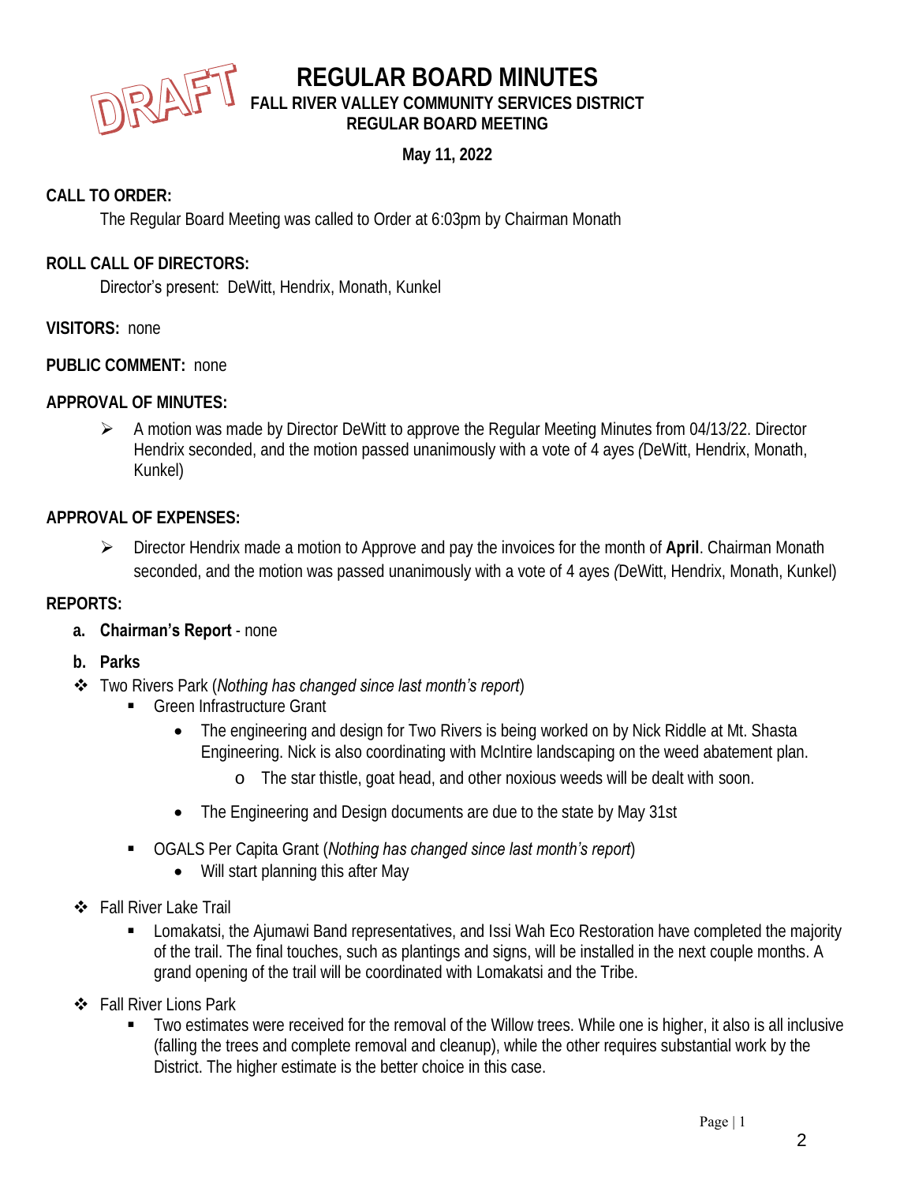DRAFT

# REGULAR BOARD MINUTES

## FALL RIVER VALLEY COMMUNITY SERVICES DISTRICT
## REGULAR BOARD MEETING

**May 11, 2022**

**CALL TO ORDER:**

The Regular Board Meeting was called to Order at 6:03pm by Chairman Monath

**ROLL CALL OF DIRECTORS:**

Director's present: DeWitt, Hendrix, Monath, Kunkel

**VISITORS:** none

**PUBLIC COMMENT:** none

**APPROVAL OF MINUTES:**

- A motion was made by Director DeWitt to approve the Regular Meeting Minutes from 04/13/22. Director Hendrix seconded, and the motion passed unanimously with a vote of 4 ayes (DeWitt, Hendrix, Monath, Kunkel)

**APPROVAL OF EXPENSES:**

- Director Hendrix made a motion to Approve and pay the invoices for the month of **April**. Chairman Monath seconded, and the motion was passed unanimously with a vote of 4 ayes (DeWitt, Hendrix, Monath, Kunkel)

**REPORTS:**

a. **Chairman's Report** - none

b. **Parks**

- Two Rivers Park (*Nothing has changed since last month's report*)
  - Green Infrastructure Grant
    - The engineering and design for Two Rivers is being worked on by Nick Riddle at Mt. Shasta Engineering. Nick is also coordinating with McIntire landscaping on the weed abatement plan.
      - The star thistle, goat head, and other noxious weeds will be dealt with soon.
    - The Engineering and Design documents are due to the state by May 31st
  - OGALS Per Capita Grant (*Nothing has changed since last month's report*)
    - Will start planning this after May
- Fall River Lake Trail
  - Lomakatsi, the Ajumawi Band representatives, and Issi Wah Eco Restoration have completed the majority of the trail. The final touches, such as plantings and signs, will be installed in the next couple months. A grand opening of the trail will be coordinated with Lomakatsi and the Tribe.
- Fall River Lions Park
  - Two estimates were received for the removal of the Willow trees. While one is higher, it also is all inclusive (falling the trees and complete removal and cleanup), while the other requires substantial work by the District. The higher estimate is the better choice in this case.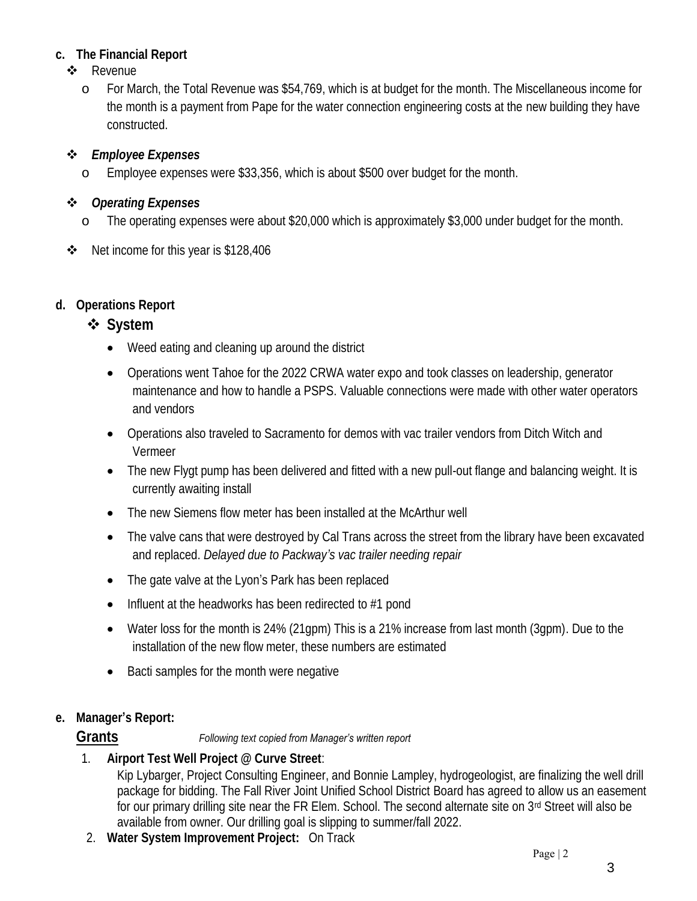**c. The Financial Report**

- Revenue
  - For March, the Total Revenue was $54,769, which is at budget for the month. The Miscellaneous income for the month is a payment from Pape for the water connection engineering costs at the new building they have constructed.

- ***Employee Expenses***
  - Employee expenses were $33,356, which is about $500 over budget for the month.

- ***Operating Expenses***
  - The operating expenses were about $20,000 which is approximately $3,000 under budget for the month.

- Net income for this year is $128,406

**d. Operations Report**

- **System**
  - Weed eating and cleaning up around the district
  - Operations went Tahoe for the 2022 CRWA water expo and took classes on leadership, generator maintenance and how to handle a PSPS. Valuable connections were made with other water operators and vendors
  - Operations also traveled to Sacramento for demos with vac trailer vendors from Ditch Witch and Vermeer
  - The new Flygt pump has been delivered and fitted with a new pull-out flange and balancing weight. It is currently awaiting install
  - The new Siemens flow meter has been installed at the McArthur well
  - The valve cans that were destroyed by Cal Trans across the street from the library have been excavated and replaced. *Delayed due to Packway's vac trailer needing repair*
  - The gate valve at the Lyon's Park has been replaced
  - Influent at the headworks has been redirected to #1 pond
  - Water loss for the month is 24% (21gpm) This is a 21% increase from last month (3gpm). Due to the installation of the new flow meter, these numbers are estimated
  - Bacti samples for the month were negative

**e. Manager's Report:**

**Grants** *Following text copied from Manager's written report*

1. **Airport Test Well Project @ Curve Street**:
   Kip Lybarger, Project Consulting Engineer, and Bonnie Lampley, hydrogeologist, are finalizing the well drill package for bidding. The Fall River Joint Unified School District Board has agreed to allow us an easement for our primary drilling site near the FR Elem. School. The second alternate site on 3rd Street will also be available from owner. Our drilling goal is slipping to summer/fall 2022.
2. **Water System Improvement Project:** On Track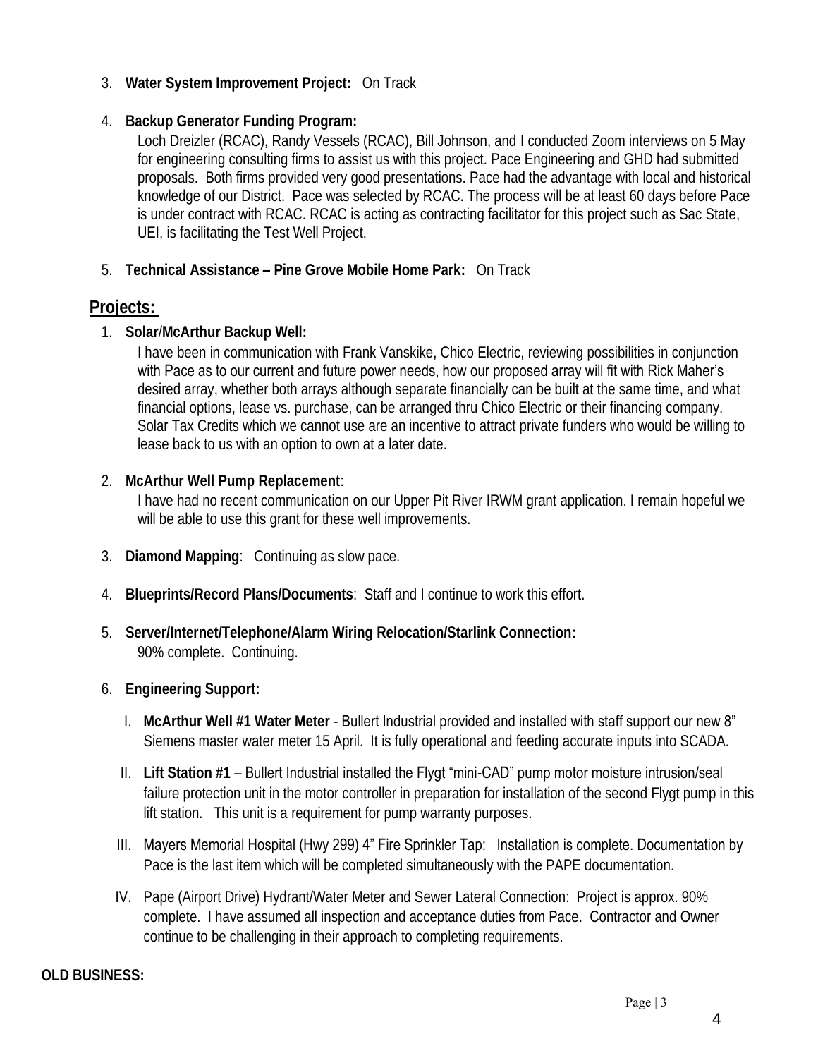3. **Water System Improvement Project:** On Track

4. **Backup Generator Funding Program:**
   Loch Dreizler (RCAC), Randy Vessels (RCAC), Bill Johnson, and I conducted Zoom interviews on 5 May for engineering consulting firms to assist us with this project. Pace Engineering and GHD had submitted proposals. Both firms provided very good presentations. Pace had the advantage with local and historical knowledge of our District. Pace was selected by RCAC. The process will be at least 60 days before Pace is under contract with RCAC. RCAC is acting as contracting facilitator for this project such as Sac State, UEI, is facilitating the Test Well Project.

5. **Technical Assistance – Pine Grove Mobile Home Park:** On Track

## Projects:

1. **Solar/McArthur Backup Well:**
   I have been in communication with Frank Vanskike, Chico Electric, reviewing possibilities in conjunction with Pace as to our current and future power needs, how our proposed array will fit with Rick Maher's desired array, whether both arrays although separate financially can be built at the same time, and what financial options, lease vs. purchase, can be arranged thru Chico Electric or their financing company. Solar Tax Credits which we cannot use are an incentive to attract private funders who would be willing to lease back to us with an option to own at a later date.

2. **McArthur Well Pump Replacement**:
   I have had no recent communication on our Upper Pit River IRWM grant application. I remain hopeful we will be able to use this grant for these well improvements.

3. **Diamond Mapping**: Continuing as slow pace.

4. **Blueprints/Record Plans/Documents**: Staff and I continue to work this effort.

5. **Server/Internet/Telephone/Alarm Wiring Relocation/Starlink Connection:**
   90% complete. Continuing.

6. **Engineering Support:**

   I. **McArthur Well #1 Water Meter** - Bullert Industrial provided and installed with staff support our new 8" Siemens master water meter 15 April. It is fully operational and feeding accurate inputs into SCADA.

   II. **Lift Station #1** – Bullert Industrial installed the Flygt "mini-CAD" pump motor moisture intrusion/seal failure protection unit in the motor controller in preparation for installation of the second Flygt pump in this lift station. This unit is a requirement for pump warranty purposes.

   III. Mayers Memorial Hospital (Hwy 299) 4" Fire Sprinkler Tap: Installation is complete. Documentation by Pace is the last item which will be completed simultaneously with the PAPE documentation.

   IV. Pape (Airport Drive) Hydrant/Water Meter and Sewer Lateral Connection: Project is approx. 90% complete. I have assumed all inspection and acceptance duties from Pace. Contractor and Owner continue to be challenging in their approach to completing requirements.

**OLD BUSINESS:**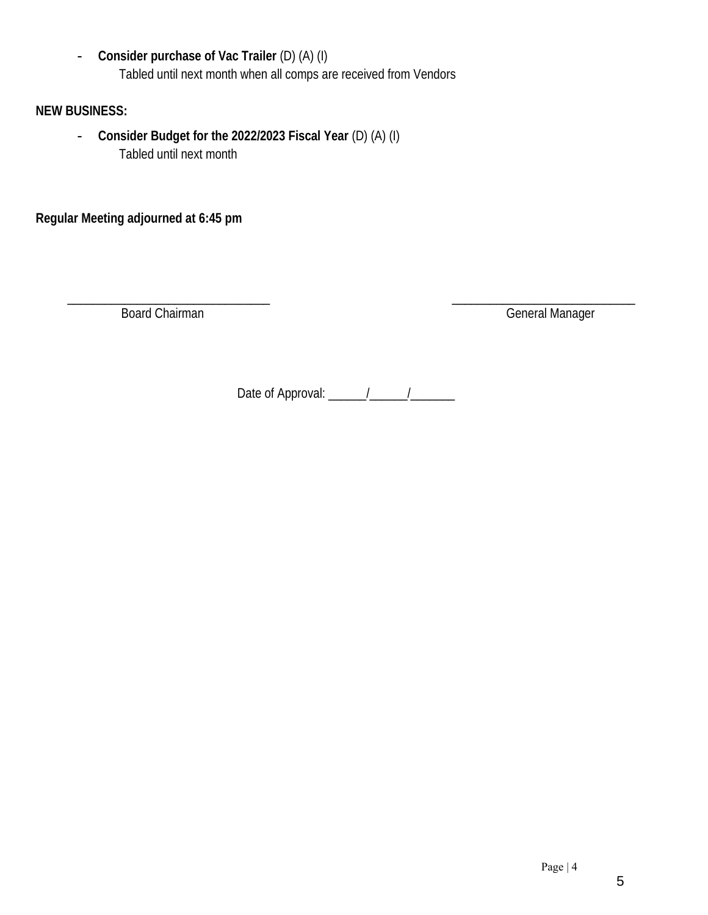- **Consider purchase of Vac Trailer** (D) (A) (I)
  Tabled until next month when all comps are received from Vendors

**NEW BUSINESS:**

- **Consider Budget for the 2022/2023 Fiscal Year** (D) (A) (I)
  Tabled until next month

**Regular Meeting adjourned at 6:45 pm**

\_\_\_\_\_\_\_\_\_\_\_\_\_\_\_\_\_\_\_\_\_\_\_\_\_\_\_\_\_\_\_\_ Board Chairman

\_\_\_\_\_\_\_\_\_\_\_\_\_\_\_\_\_\_\_\_\_\_\_\_\_\_\_\_\_\_\_\_ General Manager

Date of Approval: \_\_\_\_\_\_/\_\_\_\_\_\_/\_\_\_\_\_\_\_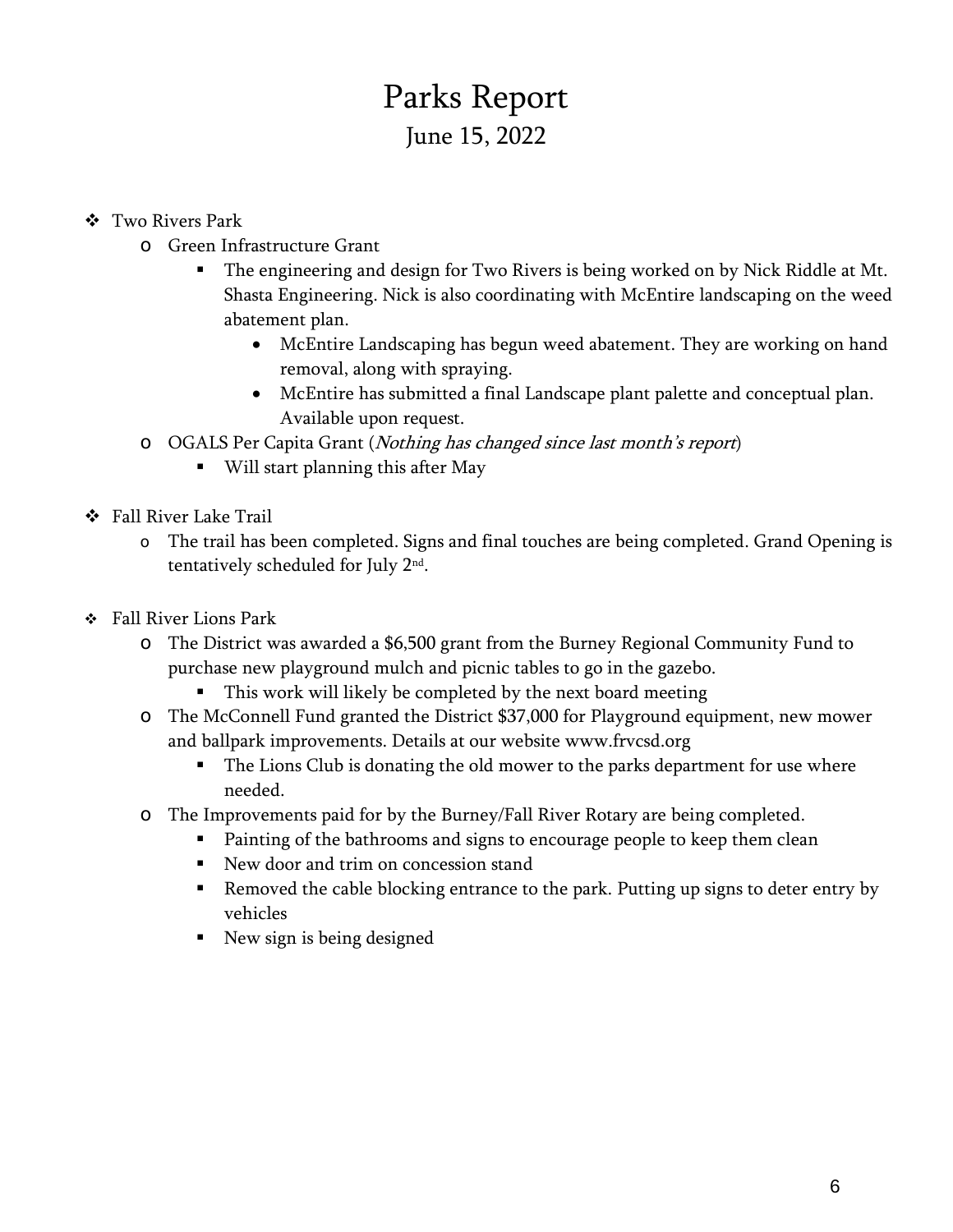# Parks Report

## June 15, 2022

- Two Rivers Park
  - Green Infrastructure Grant
    - The engineering and design for Two Rivers is being worked on by Nick Riddle at Mt. Shasta Engineering. Nick is also coordinating with McEntire landscaping on the weed abatement plan.
      - McEntire Landscaping has begun weed abatement. They are working on hand removal, along with spraying.
      - McEntire has submitted a final Landscape plant palette and conceptual plan. Available upon request.
  - OGALS Per Capita Grant (*Nothing has changed since last month's report*)
    - Will start planning this after May

- Fall River Lake Trail
  - The trail has been completed. Signs and final touches are being completed. Grand Opening is tentatively scheduled for July 2nd.

- Fall River Lions Park
  - The District was awarded a $6,500 grant from the Burney Regional Community Fund to purchase new playground mulch and picnic tables to go in the gazebo.
    - This work will likely be completed by the next board meeting
  - The McConnell Fund granted the District $37,000 for Playground equipment, new mower and ballpark improvements. Details at our website www.frvcsd.org
    - The Lions Club is donating the old mower to the parks department for use where needed.
  - The Improvements paid for by the Burney/Fall River Rotary are being completed.
    - Painting of the bathrooms and signs to encourage people to keep them clean
    - New door and trim on concession stand
    - Removed the cable blocking entrance to the park. Putting up signs to deter entry by vehicles
    - New sign is being designed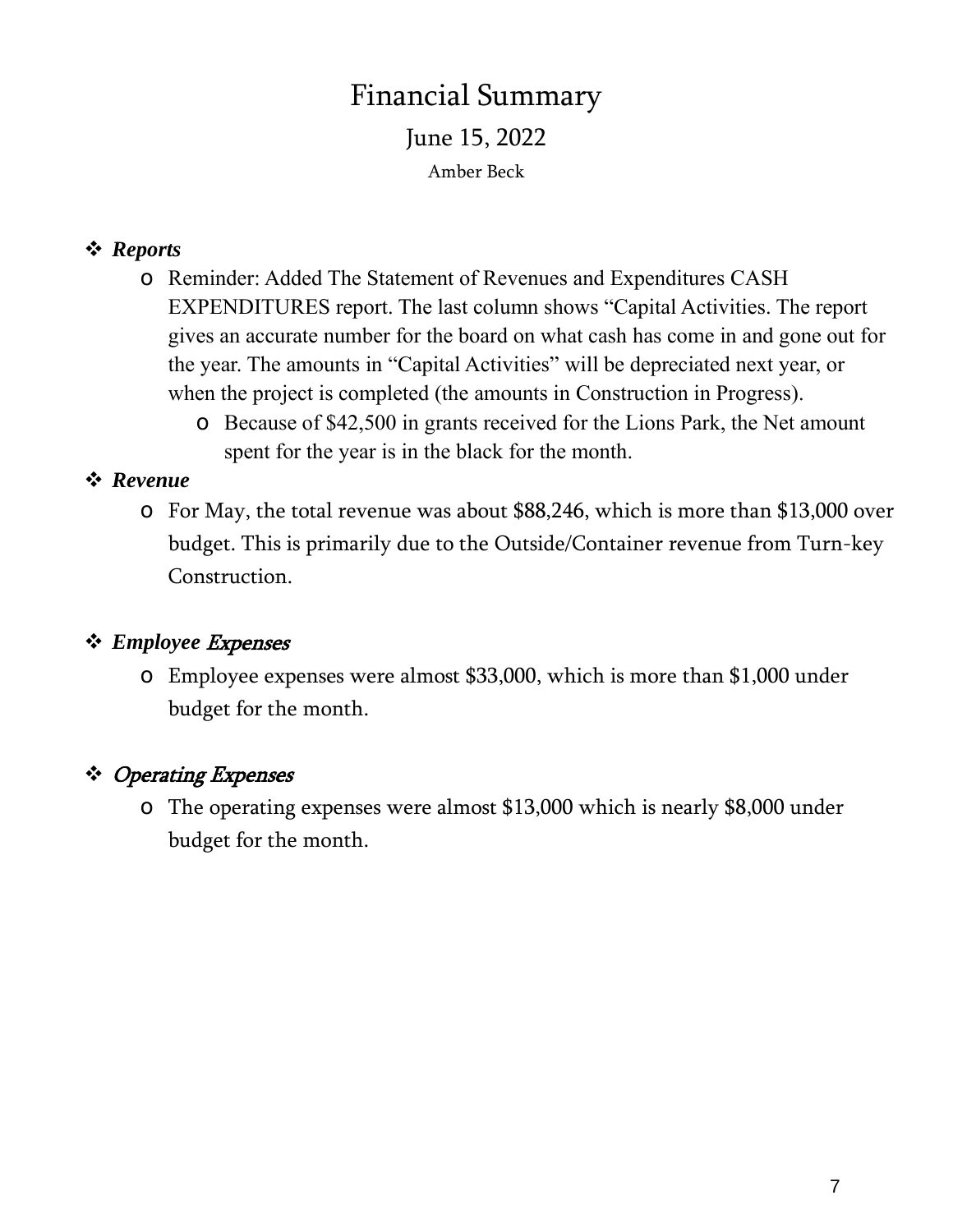# Financial Summary

## June 15, 2022

Amber Beck

- ***Reports***
  - Reminder: Added The Statement of Revenues and Expenditures CASH EXPENDITURES report. The last column shows "Capital Activities. The report gives an accurate number for the board on what cash has come in and gone out for the year. The amounts in "Capital Activities" will be depreciated next year, or when the project is completed (the amounts in Construction in Progress).
    - Because of $42,500 in grants received for the Lions Park, the Net amount spent for the year is in the black for the month.
- ***Revenue***
  - For May, the total revenue was about $88,246, which is more than $13,000 over budget. This is primarily due to the Outside/Container revenue from Turn-key Construction.
- ***Employee Expenses***
  - Employee expenses were almost $33,000, which is more than $1,000 under budget for the month.
- ***Operating Expenses***
  - The operating expenses were almost $13,000 which is nearly $8,000 under budget for the month.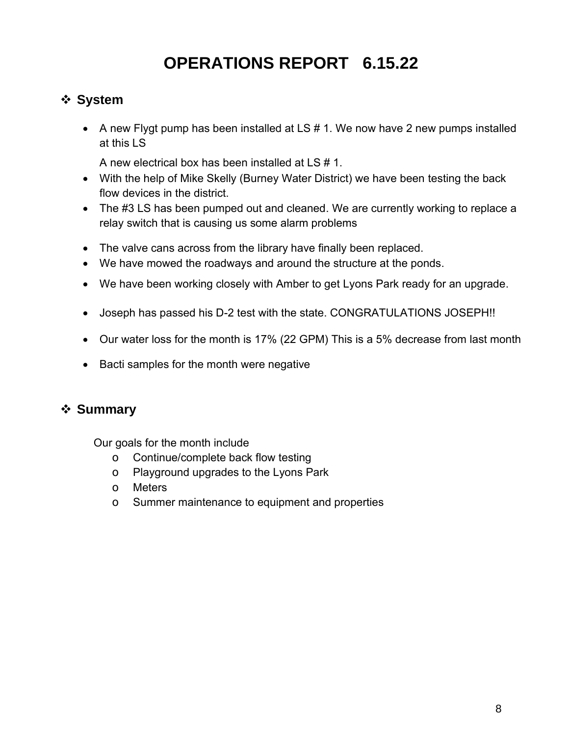# OPERATIONS REPORT 6.15.22

## ❖ System

- A new Flygt pump has been installed at LS # 1. We now have 2 new pumps installed at this LS

  A new electrical box has been installed at LS # 1.
- With the help of Mike Skelly (Burney Water District) we have been testing the back flow devices in the district.
- The #3 LS has been pumped out and cleaned. We are currently working to replace a relay switch that is causing us some alarm problems
- The valve cans across from the library have finally been replaced.
- We have mowed the roadways and around the structure at the ponds.
- We have been working closely with Amber to get Lyons Park ready for an upgrade.
- Joseph has passed his D-2 test with the state. CONGRATULATIONS JOSEPH!!
- Our water loss for the month is 17% (22 GPM) This is a 5% decrease from last month
- Bacti samples for the month were negative

## ❖ Summary

Our goals for the month include

- Continue/complete back flow testing
- Playground upgrades to the Lyons Park
- Meters
- Summer maintenance to equipment and properties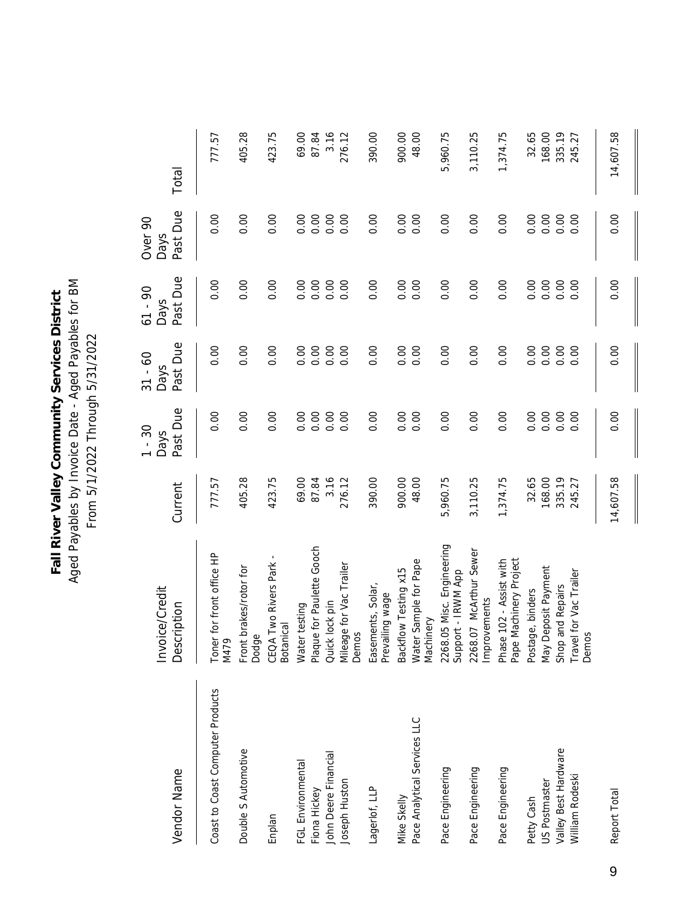# Fall River Valley Community Services District

Aged Payables by Invoice Date - Aged Payables for BM

From 5/1/2022 Through 5/31/2022

| Vendor Name | Invoice/Credit Description | Current | 1 - 30 Days Past Due | 31 - 60 Days Past Due | 61 - 90 Days Past Due | Over 90 Days Past Due | Total |
|---|---|---|---|---|---|---|---|
| Coast to Coast Computer Products | Toner for front office HP M479 | 777.57 | 0.00 | 0.00 | 0.00 | 0.00 | 777.57 |
| Double S Automotive | Front brakes/rotor for Dodge | 405.28 | 0.00 | 0.00 | 0.00 | 0.00 | 405.28 |
| Enplan | CEQA Two Rivers Park - Botanical | 423.75 | 0.00 | 0.00 | 0.00 | 0.00 | 423.75 |
| FGL Environmental | Water testing | 69.00 | 0.00 | 0.00 | 0.00 | 0.00 | 69.00 |
| Fiona Hickey | Plaque for Paulette Gooch | 87.84 | 0.00 | 0.00 | 0.00 | 0.00 | 87.84 |
| John Deere Financial | Quick lock pin | 3.16 | 0.00 | 0.00 | 0.00 | 0.00 | 3.16 |
| Joseph Huston | Mileage for Vac Trailer Demos | 276.12 | 0.00 | 0.00 | 0.00 | 0.00 | 276.12 |
| Lagerlof, LLP | Easements, Solar, Prevailing wage | 390.00 | 0.00 | 0.00 | 0.00 | 0.00 | 390.00 |
| Mike Skelly | Backflow Testing x15 | 900.00 | 0.00 | 0.00 | 0.00 | 0.00 | 900.00 |
| Pace Analytical Services LLC | Water Sample for Pape Machinery | 48.00 | 0.00 | 0.00 | 0.00 | 0.00 | 48.00 |
| Pace Engineering | 2268.05 Misc. Engineering Support - IRWM App | 5,960.75 | 0.00 | 0.00 | 0.00 | 0.00 | 5,960.75 |
| Pace Engineering | 2268.07 McArthur Sewer Improvements | 3,110.25 | 0.00 | 0.00 | 0.00 | 0.00 | 3,110.25 |
| Pace Engineering | Phase 102 - Assist with Pape Machinery Project | 1,374.75 | 0.00 | 0.00 | 0.00 | 0.00 | 1,374.75 |
| Petty Cash | Postage, binders | 32.65 | 0.00 | 0.00 | 0.00 | 0.00 | 32.65 |
| US Postmaster | May Deposit Payment | 168.00 | 0.00 | 0.00 | 0.00 | 0.00 | 168.00 |
| Valley Best Hardware | Shop and Repairs | 335.19 | 0.00 | 0.00 | 0.00 | 0.00 | 335.19 |
| William Rodeski | Travel for Vac Trailer Demos | 245.27 | 0.00 | 0.00 | 0.00 | 0.00 | 245.27 |
| Report Total | | 14,607.58 | 0.00 | 0.00 | 0.00 | 0.00 | 14,607.58 |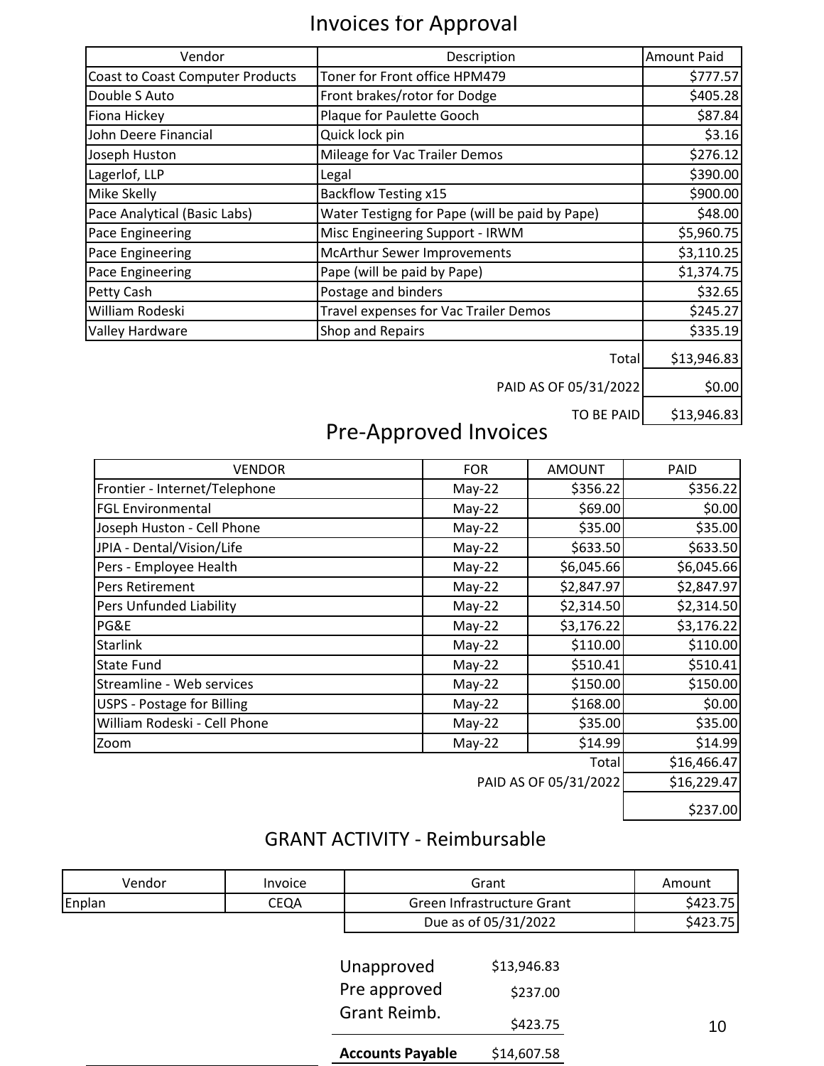# Invoices for Approval

| Vendor | Description | Amount Paid |
|---|---|---|
| Coast to Coast Computer Products | Toner for Front office HPM479 | $777.57 |
| Double S Auto | Front brakes/rotor for Dodge | $405.28 |
| Fiona Hickey | Plaque for Paulette Gooch | $87.84 |
| John Deere Financial | Quick lock pin | $3.16 |
| Joseph Huston | Mileage for Vac Trailer Demos | $276.12 |
| Lagerlof, LLP | Legal | $390.00 |
| Mike Skelly | Backflow Testing x15 | $900.00 |
| Pace Analytical (Basic Labs) | Water Testigng for Pape (will be paid by Pape) | $48.00 |
| Pace Engineering | Misc Engineering Support - IRWM | $5,960.75 |
| Pace Engineering | McArthur Sewer Improvements | $3,110.25 |
| Pace Engineering | Pape (will be paid by Pape) | $1,374.75 |
| Petty Cash | Postage and binders | $32.65 |
| William Rodeski | Travel expenses for Vac Trailer Demos | $245.27 |
| Valley Hardware | Shop and Repairs | $335.19 |
| | Total | $13,946.83 |
| | PAID AS OF 05/31/2022 | $0.00 |
| | TO BE PAID | $13,946.83 |

# Pre-Approved Invoices

| VENDOR | FOR | AMOUNT | PAID |
|---|---|---|---|
| Frontier - Internet/Telephone | May-22 | $356.22 | $356.22 |
| FGL Environmental | May-22 | $69.00 | $0.00 |
| Joseph Huston - Cell Phone | May-22 | $35.00 | $35.00 |
| JPIA - Dental/Vision/Life | May-22 | $633.50 | $633.50 |
| Pers - Employee Health | May-22 | $6,045.66 | $6,045.66 |
| Pers Retirement | May-22 | $2,847.97 | $2,847.97 |
| Pers Unfunded Liability | May-22 | $2,314.50 | $2,314.50 |
| PG&E | May-22 | $3,176.22 | $3,176.22 |
| Starlink | May-22 | $110.00 | $110.00 |
| State Fund | May-22 | $510.41 | $510.41 |
| Streamline - Web services | May-22 | $150.00 | $150.00 |
| USPS - Postage for Billing | May-22 | $168.00 | $0.00 |
| William Rodeski - Cell Phone | May-22 | $35.00 | $35.00 |
| Zoom | May-22 | $14.99 | $14.99 |
| | | Total | $16,466.47 |
| | | PAID AS OF 05/31/2022 | $16,229.47 |
| | | | $237.00 |

# GRANT ACTIVITY - Reimbursable

| Vendor | Invoice | Grant | Amount |
|---|---|---|---|
| Enplan | CEQA | Green Infrastructure Grant | $423.75 |
| | | Due as of 05/31/2022 | $423.75 |

| | |
|---|---|
| Unapproved | $13,946.83 |
| Pre approved | $237.00 |
| Grant Reimb. | $423.75 |
| **Accounts Payable** | $14,607.58 |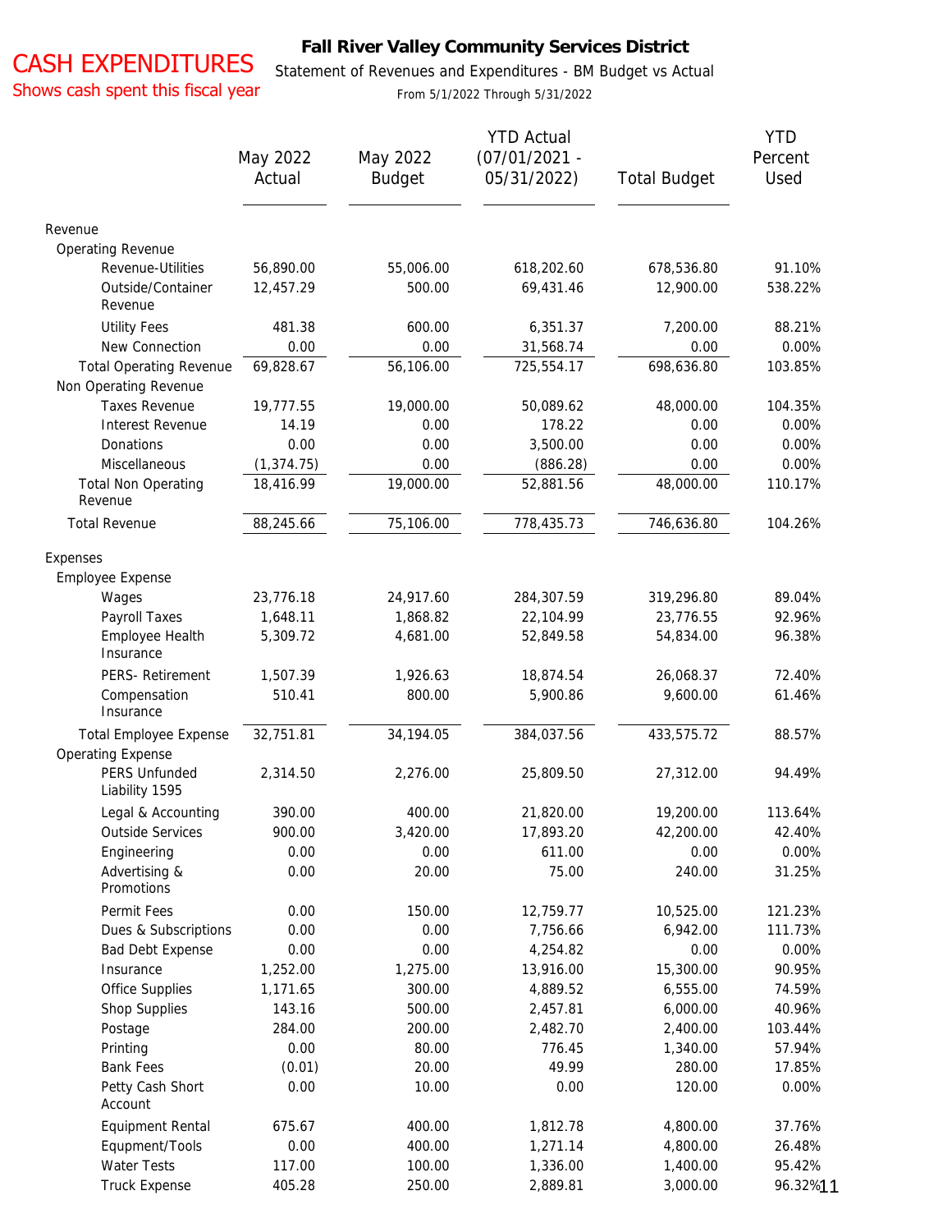# CASH EXPENDITURES

Shows cash spent this fiscal year

## Fall River Valley Community Services District

Statement of Revenues and Expenditures - BM Budget vs Actual

From 5/1/2022 Through 5/31/2022

| | May 2022 Actual | May 2022 Budget | YTD Actual (07/01/2021 - 05/31/2022) | Total Budget | YTD Percent Used |
|---|---|---|---|---|---|
| Revenue | | | | | |
| Operating Revenue | | | | | |
| Revenue-Utilities | 56,890.00 | 55,006.00 | 618,202.60 | 678,536.80 | 91.10% |
| Outside/Container Revenue | 12,457.29 | 500.00 | 69,431.46 | 12,900.00 | 538.22% |
| Utility Fees | 481.38 | 600.00 | 6,351.37 | 7,200.00 | 88.21% |
| New Connection | 0.00 | 0.00 | 31,568.74 | 0.00 | 0.00% |
| Total Operating Revenue | 69,828.67 | 56,106.00 | 725,554.17 | 698,636.80 | 103.85% |
| Non Operating Revenue | | | | | |
| Taxes Revenue | 19,777.55 | 19,000.00 | 50,089.62 | 48,000.00 | 104.35% |
| Interest Revenue | 14.19 | 0.00 | 178.22 | 0.00 | 0.00% |
| Donations | 0.00 | 0.00 | 3,500.00 | 0.00 | 0.00% |
| Miscellaneous | (1,374.75) | 0.00 | (886.28) | 0.00 | 0.00% |
| Total Non Operating Revenue | 18,416.99 | 19,000.00 | 52,881.56 | 48,000.00 | 110.17% |
| Total Revenue | 88,245.66 | 75,106.00 | 778,435.73 | 746,636.80 | 104.26% |
| Expenses | | | | | |
| Employee Expense | | | | | |
| Wages | 23,776.18 | 24,917.60 | 284,307.59 | 319,296.80 | 89.04% |
| Payroll Taxes | 1,648.11 | 1,868.82 | 22,104.99 | 23,776.55 | 92.96% |
| Employee Health Insurance | 5,309.72 | 4,681.00 | 52,849.58 | 54,834.00 | 96.38% |
| PERS- Retirement | 1,507.39 | 1,926.63 | 18,874.54 | 26,068.37 | 72.40% |
| Compensation Insurance | 510.41 | 800.00 | 5,900.86 | 9,600.00 | 61.46% |
| Total Employee Expense | 32,751.81 | 34,194.05 | 384,037.56 | 433,575.72 | 88.57% |
| Operating Expense | | | | | |
| PERS Unfunded Liability 1595 | 2,314.50 | 2,276.00 | 25,809.50 | 27,312.00 | 94.49% |
| Legal & Accounting | 390.00 | 400.00 | 21,820.00 | 19,200.00 | 113.64% |
| Outside Services | 900.00 | 3,420.00 | 17,893.20 | 42,200.00 | 42.40% |
| Engineering | 0.00 | 0.00 | 611.00 | 0.00 | 0.00% |
| Advertising & Promotions | 0.00 | 20.00 | 75.00 | 240.00 | 31.25% |
| Permit Fees | 0.00 | 150.00 | 12,759.77 | 10,525.00 | 121.23% |
| Dues & Subscriptions | 0.00 | 0.00 | 7,756.66 | 6,942.00 | 111.73% |
| Bad Debt Expense | 0.00 | 0.00 | 4,254.82 | 0.00 | 0.00% |
| Insurance | 1,252.00 | 1,275.00 | 13,916.00 | 15,300.00 | 90.95% |
| Office Supplies | 1,171.65 | 300.00 | 4,889.52 | 6,555.00 | 74.59% |
| Shop Supplies | 143.16 | 500.00 | 2,457.81 | 6,000.00 | 40.96% |
| Postage | 284.00 | 200.00 | 2,482.70 | 2,400.00 | 103.44% |
| Printing | 0.00 | 80.00 | 776.45 | 1,340.00 | 57.94% |
| Bank Fees | (0.01) | 20.00 | 49.99 | 280.00 | 17.85% |
| Petty Cash Short Account | 0.00 | 10.00 | 0.00 | 120.00 | 0.00% |
| Equipment Rental | 675.67 | 400.00 | 1,812.78 | 4,800.00 | 37.76% |
| Equipment/Tools | 0.00 | 400.00 | 1,271.14 | 4,800.00 | 26.48% |
| Water Tests | 117.00 | 100.00 | 1,336.00 | 1,400.00 | 95.42% |
| Truck Expense | 405.28 | 250.00 | 2,889.81 | 3,000.00 | 96.32% |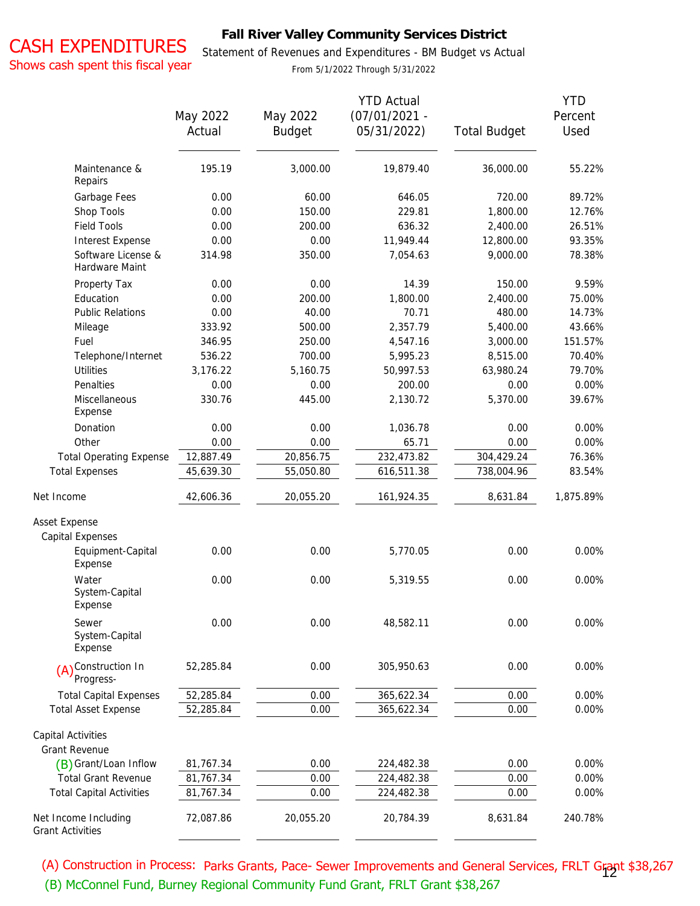# CASH EXPENDITURES

Shows cash spent this fiscal year

**Fall River Valley Community Services District**

Statement of Revenues and Expenditures - BM Budget vs Actual

From 5/1/2022 Through 5/31/2022

| | May 2022 Actual | May 2022 Budget | YTD Actual (07/01/2021 - 05/31/2022) | Total Budget | YTD Percent Used |
|---|---|---|---|---|---|
| Maintenance & Repairs | 195.19 | 3,000.00 | 19,879.40 | 36,000.00 | 55.22% |
| Garbage Fees | 0.00 | 60.00 | 646.05 | 720.00 | 89.72% |
| Shop Tools | 0.00 | 150.00 | 229.81 | 1,800.00 | 12.76% |
| Field Tools | 0.00 | 200.00 | 636.32 | 2,400.00 | 26.51% |
| Interest Expense | 0.00 | 0.00 | 11,949.44 | 12,800.00 | 93.35% |
| Software License & Hardware Maint | 314.98 | 350.00 | 7,054.63 | 9,000.00 | 78.38% |
| Property Tax | 0.00 | 0.00 | 14.39 | 150.00 | 9.59% |
| Education | 0.00 | 200.00 | 1,800.00 | 2,400.00 | 75.00% |
| Public Relations | 0.00 | 40.00 | 70.71 | 480.00 | 14.73% |
| Mileage | 333.92 | 500.00 | 2,357.79 | 5,400.00 | 43.66% |
| Fuel | 346.95 | 250.00 | 4,547.16 | 3,000.00 | 151.57% |
| Telephone/Internet | 536.22 | 700.00 | 5,995.23 | 8,515.00 | 70.40% |
| Utilities | 3,176.22 | 5,160.75 | 50,997.53 | 63,980.24 | 79.70% |
| Penalties | 0.00 | 0.00 | 200.00 | 0.00 | 0.00% |
| Miscellaneous Expense | 330.76 | 445.00 | 2,130.72 | 5,370.00 | 39.67% |
| Donation | 0.00 | 0.00 | 1,036.78 | 0.00 | 0.00% |
| Other | 0.00 | 0.00 | 65.71 | 0.00 | 0.00% |
| Total Operating Expense | 12,887.49 | 20,856.75 | 232,473.82 | 304,429.24 | 76.36% |
| Total Expenses | 45,639.30 | 55,050.80 | 616,511.38 | 738,004.96 | 83.54% |
| Net Income | 42,606.36 | 20,055.20 | 161,924.35 | 8,631.84 | 1,875.89% |
| Asset Expense | | | | | |
| Capital Expenses | | | | | |
| Equipment-Capital Expense | 0.00 | 0.00 | 5,770.05 | 0.00 | 0.00% |
| Water System-Capital Expense | 0.00 | 0.00 | 5,319.55 | 0.00 | 0.00% |
| Sewer System-Capital Expense | 0.00 | 0.00 | 48,582.11 | 0.00 | 0.00% |
| (A) Construction In Progress- | 52,285.84 | 0.00 | 305,950.63 | 0.00 | 0.00% |
| Total Capital Expenses | 52,285.84 | 0.00 | 365,622.34 | 0.00 | 0.00% |
| Total Asset Expense | 52,285.84 | 0.00 | 365,622.34 | 0.00 | 0.00% |
| Capital Activities | | | | | |
| Grant Revenue | | | | | |
| (B) Grant/Loan Inflow | 81,767.34 | 0.00 | 224,482.38 | 0.00 | 0.00% |
| Total Grant Revenue | 81,767.34 | 0.00 | 224,482.38 | 0.00 | 0.00% |
| Total Capital Activities | 81,767.34 | 0.00 | 224,482.38 | 0.00 | 0.00% |
| Net Income Including Grant Activities | 72,087.86 | 20,055.20 | 20,784.39 | 8,631.84 | 240.78% |

(A) Construction in Process: Parks Grants, Pace- Sewer Improvements and General Services, FRLT Grant $38,267

(B) McConnel Fund, Burney Regional Community Fund Grant, FRLT Grant $38,267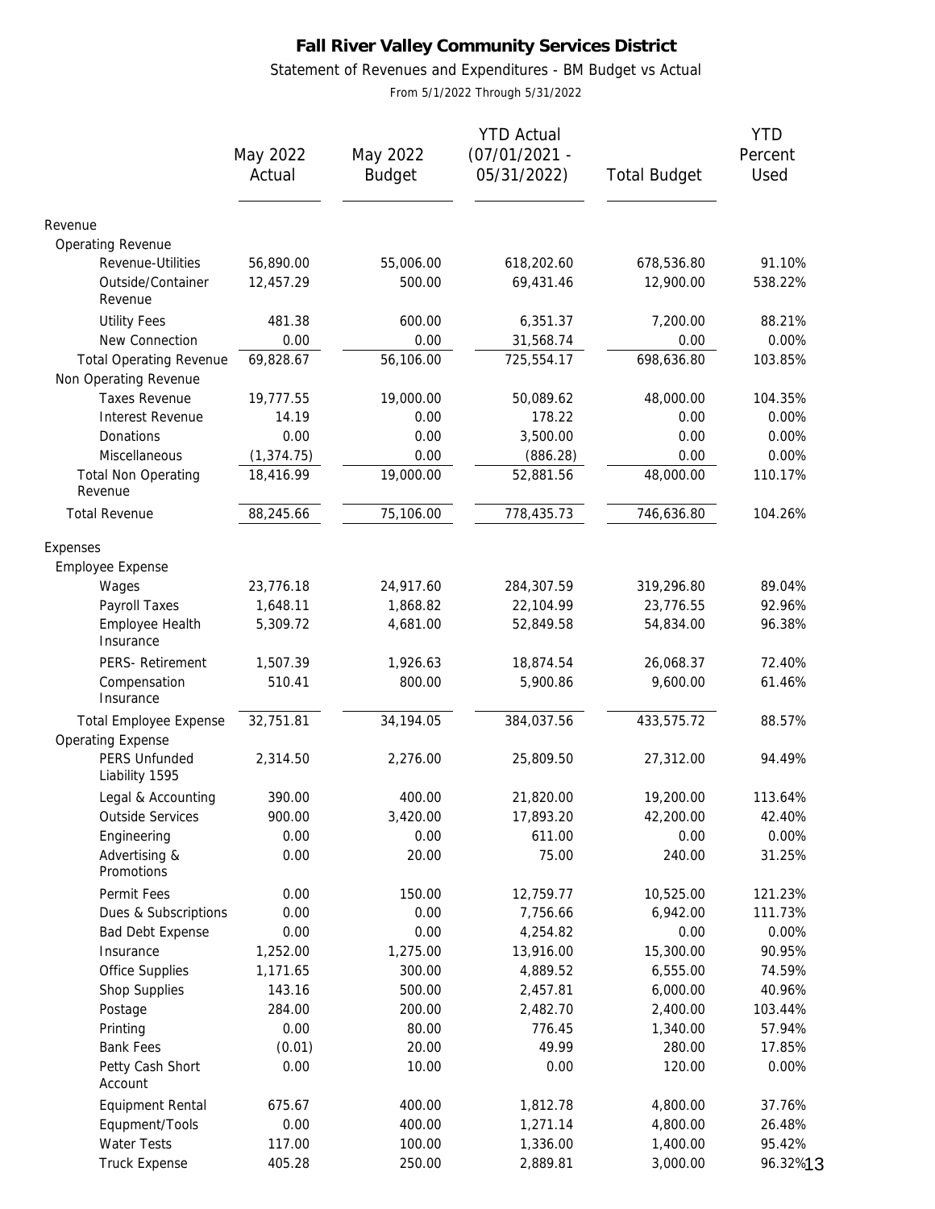# Fall River Valley Community Services District

Statement of Revenues and Expenditures - BM Budget vs Actual

From 5/1/2022 Through 5/31/2022

| | May 2022 Actual | May 2022 Budget | YTD Actual (07/01/2021 - 05/31/2022) | Total Budget | YTD Percent Used |
|---|---|---|---|---|---|
| Revenue | | | | | |
| Operating Revenue | | | | | |
| Revenue-Utilities | 56,890.00 | 55,006.00 | 618,202.60 | 678,536.80 | 91.10% |
| Outside/Container Revenue | 12,457.29 | 500.00 | 69,431.46 | 12,900.00 | 538.22% |
| Utility Fees | 481.38 | 600.00 | 6,351.37 | 7,200.00 | 88.21% |
| New Connection | 0.00 | 0.00 | 31,568.74 | 0.00 | 0.00% |
| Total Operating Revenue | 69,828.67 | 56,106.00 | 725,554.17 | 698,636.80 | 103.85% |
| Non Operating Revenue | | | | | |
| Taxes Revenue | 19,777.55 | 19,000.00 | 50,089.62 | 48,000.00 | 104.35% |
| Interest Revenue | 14.19 | 0.00 | 178.22 | 0.00 | 0.00% |
| Donations | 0.00 | 0.00 | 3,500.00 | 0.00 | 0.00% |
| Miscellaneous | (1,374.75) | 0.00 | (886.28) | 0.00 | 0.00% |
| Total Non Operating Revenue | 18,416.99 | 19,000.00 | 52,881.56 | 48,000.00 | 110.17% |
| Total Revenue | 88,245.66 | 75,106.00 | 778,435.73 | 746,636.80 | 104.26% |
| Expenses | | | | | |
| Employee Expense | | | | | |
| Wages | 23,776.18 | 24,917.60 | 284,307.59 | 319,296.80 | 89.04% |
| Payroll Taxes | 1,648.11 | 1,868.82 | 22,104.99 | 23,776.55 | 92.96% |
| Employee Health Insurance | 5,309.72 | 4,681.00 | 52,849.58 | 54,834.00 | 96.38% |
| PERS- Retirement | 1,507.39 | 1,926.63 | 18,874.54 | 26,068.37 | 72.40% |
| Compensation Insurance | 510.41 | 800.00 | 5,900.86 | 9,600.00 | 61.46% |
| Total Employee Expense | 32,751.81 | 34,194.05 | 384,037.56 | 433,575.72 | 88.57% |
| Operating Expense | | | | | |
| PERS Unfunded Liability 1595 | 2,314.50 | 2,276.00 | 25,809.50 | 27,312.00 | 94.49% |
| Legal & Accounting | 390.00 | 400.00 | 21,820.00 | 19,200.00 | 113.64% |
| Outside Services | 900.00 | 3,420.00 | 17,893.20 | 42,200.00 | 42.40% |
| Engineering | 0.00 | 0.00 | 611.00 | 0.00 | 0.00% |
| Advertising & Promotions | 0.00 | 20.00 | 75.00 | 240.00 | 31.25% |
| Permit Fees | 0.00 | 150.00 | 12,759.77 | 10,525.00 | 121.23% |
| Dues & Subscriptions | 0.00 | 0.00 | 7,756.66 | 6,942.00 | 111.73% |
| Bad Debt Expense | 0.00 | 0.00 | 4,254.82 | 0.00 | 0.00% |
| Insurance | 1,252.00 | 1,275.00 | 13,916.00 | 15,300.00 | 90.95% |
| Office Supplies | 1,171.65 | 300.00 | 4,889.52 | 6,555.00 | 74.59% |
| Shop Supplies | 143.16 | 500.00 | 2,457.81 | 6,000.00 | 40.96% |
| Postage | 284.00 | 200.00 | 2,482.70 | 2,400.00 | 103.44% |
| Printing | 0.00 | 80.00 | 776.45 | 1,340.00 | 57.94% |
| Bank Fees | (0.01) | 20.00 | 49.99 | 280.00 | 17.85% |
| Petty Cash Short Account | 0.00 | 10.00 | 0.00 | 120.00 | 0.00% |
| Equipment Rental | 675.67 | 400.00 | 1,812.78 | 4,800.00 | 37.76% |
| Equpment/Tools | 0.00 | 400.00 | 1,271.14 | 4,800.00 | 26.48% |
| Water Tests | 117.00 | 100.00 | 1,336.00 | 1,400.00 | 95.42% |
| Truck Expense | 405.28 | 250.00 | 2,889.81 | 3,000.00 | 96.32% |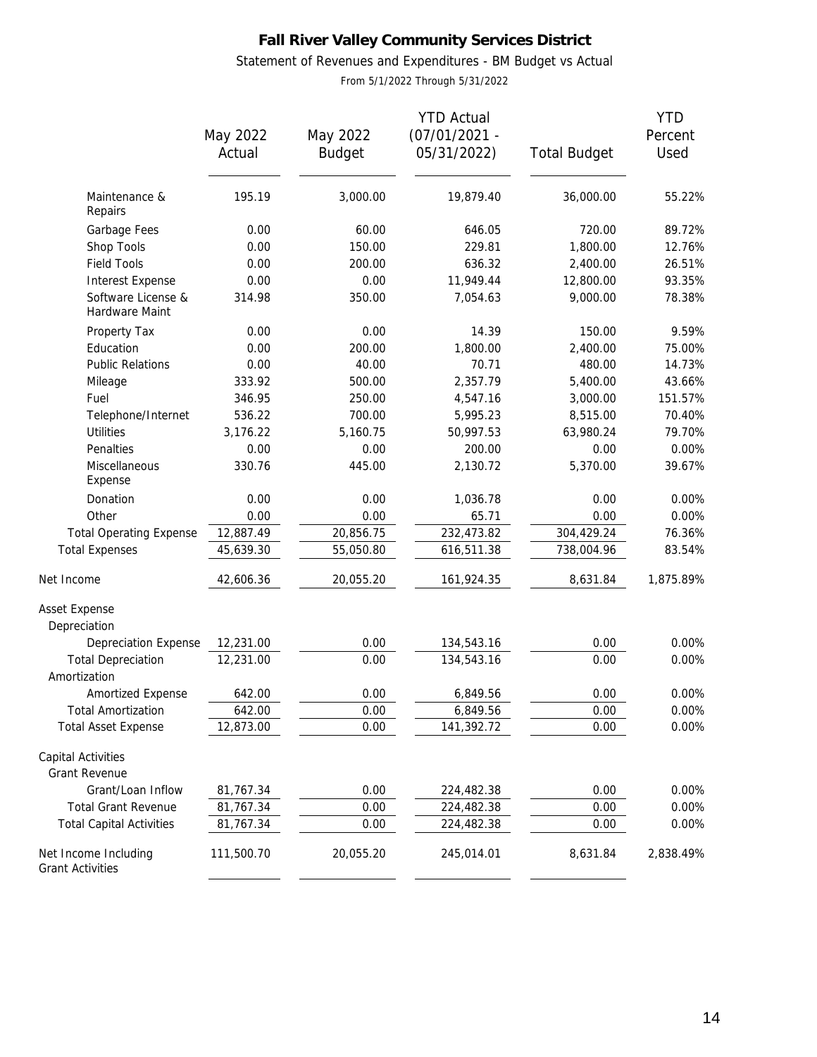# Fall River Valley Community Services District

Statement of Revenues and Expenditures - BM Budget vs Actual

From 5/1/2022 Through 5/31/2022

| | May 2022 Actual | May 2022 Budget | YTD Actual (07/01/2021 - 05/31/2022) | Total Budget | YTD Percent Used |
|---|---|---|---|---|---|
| Maintenance & Repairs | 195.19 | 3,000.00 | 19,879.40 | 36,000.00 | 55.22% |
| Garbage Fees | 0.00 | 60.00 | 646.05 | 720.00 | 89.72% |
| Shop Tools | 0.00 | 150.00 | 229.81 | 1,800.00 | 12.76% |
| Field Tools | 0.00 | 200.00 | 636.32 | 2,400.00 | 26.51% |
| Interest Expense | 0.00 | 0.00 | 11,949.44 | 12,800.00 | 93.35% |
| Software License & Hardware Maint | 314.98 | 350.00 | 7,054.63 | 9,000.00 | 78.38% |
| Property Tax | 0.00 | 0.00 | 14.39 | 150.00 | 9.59% |
| Education | 0.00 | 200.00 | 1,800.00 | 2,400.00 | 75.00% |
| Public Relations | 0.00 | 40.00 | 70.71 | 480.00 | 14.73% |
| Mileage | 333.92 | 500.00 | 2,357.79 | 5,400.00 | 43.66% |
| Fuel | 346.95 | 250.00 | 4,547.16 | 3,000.00 | 151.57% |
| Telephone/Internet | 536.22 | 700.00 | 5,995.23 | 8,515.00 | 70.40% |
| Utilities | 3,176.22 | 5,160.75 | 50,997.53 | 63,980.24 | 79.70% |
| Penalties | 0.00 | 0.00 | 200.00 | 0.00 | 0.00% |
| Miscellaneous Expense | 330.76 | 445.00 | 2,130.72 | 5,370.00 | 39.67% |
| Donation | 0.00 | 0.00 | 1,036.78 | 0.00 | 0.00% |
| Other | 0.00 | 0.00 | 65.71 | 0.00 | 0.00% |
| Total Operating Expense | 12,887.49 | 20,856.75 | 232,473.82 | 304,429.24 | 76.36% |
| Total Expenses | 45,639.30 | 55,050.80 | 616,511.38 | 738,004.96 | 83.54% |
| Net Income | 42,606.36 | 20,055.20 | 161,924.35 | 8,631.84 | 1,875.89% |
| Asset Expense | | | | | |
| Depreciation | | | | | |
| Depreciation Expense | 12,231.00 | 0.00 | 134,543.16 | 0.00 | 0.00% |
| Total Depreciation | 12,231.00 | 0.00 | 134,543.16 | 0.00 | 0.00% |
| Amortization | | | | | |
| Amortized Expense | 642.00 | 0.00 | 6,849.56 | 0.00 | 0.00% |
| Total Amortization | 642.00 | 0.00 | 6,849.56 | 0.00 | 0.00% |
| Total Asset Expense | 12,873.00 | 0.00 | 141,392.72 | 0.00 | 0.00% |
| Capital Activities | | | | | |
| Grant Revenue | | | | | |
| Grant/Loan Inflow | 81,767.34 | 0.00 | 224,482.38 | 0.00 | 0.00% |
| Total Grant Revenue | 81,767.34 | 0.00 | 224,482.38 | 0.00 | 0.00% |
| Total Capital Activities | 81,767.34 | 0.00 | 224,482.38 | 0.00 | 0.00% |
| Net Income Including Grant Activities | 111,500.70 | 20,055.20 | 245,014.01 | 8,631.84 | 2,838.49% |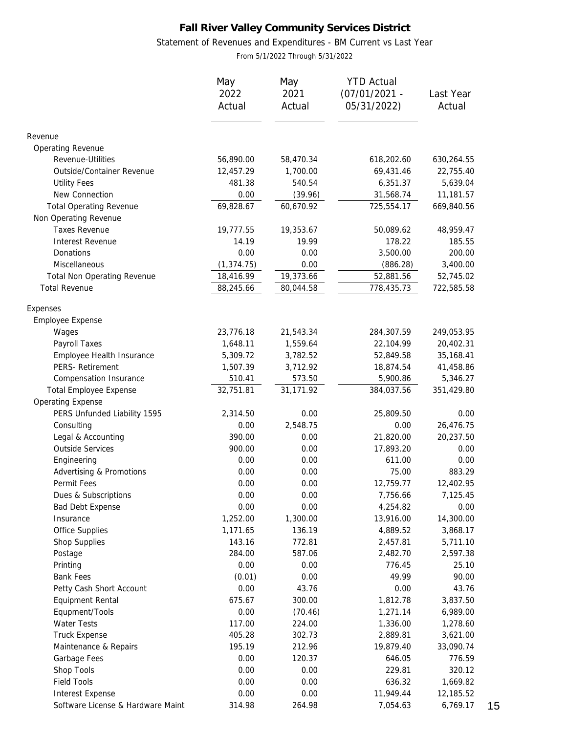**Fall River Valley Community Services District**

Statement of Revenues and Expenditures - BM Current vs Last Year

From 5/1/2022 Through 5/31/2022

| | May 2022 Actual | May 2021 Actual | YTD Actual (07/01/2021 - 05/31/2022) | Last Year Actual |
|---|---|---|---|---|
| Revenue | | | | |
| Operating Revenue | | | | |
| Revenue-Utilities | 56,890.00 | 58,470.34 | 618,202.60 | 630,264.55 |
| Outside/Container Revenue | 12,457.29 | 1,700.00 | 69,431.46 | 22,755.40 |
| Utility Fees | 481.38 | 540.54 | 6,351.37 | 5,639.04 |
| New Connection | 0.00 | (39.96) | 31,568.74 | 11,181.57 |
| Total Operating Revenue | 69,828.67 | 60,670.92 | 725,554.17 | 669,840.56 |
| Non Operating Revenue | | | | |
| Taxes Revenue | 19,777.55 | 19,353.67 | 50,089.62 | 48,959.47 |
| Interest Revenue | 14.19 | 19.99 | 178.22 | 185.55 |
| Donations | 0.00 | 0.00 | 3,500.00 | 200.00 |
| Miscellaneous | (1,374.75) | 0.00 | (886.28) | 3,400.00 |
| Total Non Operating Revenue | 18,416.99 | 19,373.66 | 52,881.56 | 52,745.02 |
| Total Revenue | 88,245.66 | 80,044.58 | 778,435.73 | 722,585.58 |
| Expenses | | | | |
| Employee Expense | | | | |
| Wages | 23,776.18 | 21,543.34 | 284,307.59 | 249,053.95 |
| Payroll Taxes | 1,648.11 | 1,559.64 | 22,104.99 | 20,402.31 |
| Employee Health Insurance | 5,309.72 | 3,782.52 | 52,849.58 | 35,168.41 |
| PERS- Retirement | 1,507.39 | 3,712.92 | 18,874.54 | 41,458.86 |
| Compensation Insurance | 510.41 | 573.50 | 5,900.86 | 5,346.27 |
| Total Employee Expense | 32,751.81 | 31,171.92 | 384,037.56 | 351,429.80 |
| Operating Expense | | | | |
| PERS Unfunded Liability 1595 | 2,314.50 | 0.00 | 25,809.50 | 0.00 |
| Consulting | 0.00 | 2,548.75 | 0.00 | 26,476.75 |
| Legal & Accounting | 390.00 | 0.00 | 21,820.00 | 20,237.50 |
| Outside Services | 900.00 | 0.00 | 17,893.20 | 0.00 |
| Engineering | 0.00 | 0.00 | 611.00 | 0.00 |
| Advertising & Promotions | 0.00 | 0.00 | 75.00 | 883.29 |
| Permit Fees | 0.00 | 0.00 | 12,759.77 | 12,402.95 |
| Dues & Subscriptions | 0.00 | 0.00 | 7,756.66 | 7,125.45 |
| Bad Debt Expense | 0.00 | 0.00 | 4,254.82 | 0.00 |
| Insurance | 1,252.00 | 1,300.00 | 13,916.00 | 14,300.00 |
| Office Supplies | 1,171.65 | 136.19 | 4,889.52 | 3,868.17 |
| Shop Supplies | 143.16 | 772.81 | 2,457.81 | 5,711.10 |
| Postage | 284.00 | 587.06 | 2,482.70 | 2,597.38 |
| Printing | 0.00 | 0.00 | 776.45 | 25.10 |
| Bank Fees | (0.01) | 0.00 | 49.99 | 90.00 |
| Petty Cash Short Account | 0.00 | 43.76 | 0.00 | 43.76 |
| Equipment Rental | 675.67 | 300.00 | 1,812.78 | 3,837.50 |
| Equipment/Tools | 0.00 | (70.46) | 1,271.14 | 6,989.00 |
| Water Tests | 117.00 | 224.00 | 1,336.00 | 1,278.60 |
| Truck Expense | 405.28 | 302.73 | 2,889.81 | 3,621.00 |
| Maintenance & Repairs | 195.19 | 212.96 | 19,879.40 | 33,090.74 |
| Garbage Fees | 0.00 | 120.37 | 646.05 | 776.59 |
| Shop Tools | 0.00 | 0.00 | 229.81 | 320.12 |
| Field Tools | 0.00 | 0.00 | 636.32 | 1,669.82 |
| Interest Expense | 0.00 | 0.00 | 11,949.44 | 12,185.52 |
| Software License & Hardware Maint | 314.98 | 264.98 | 7,054.63 | 6,769.17 |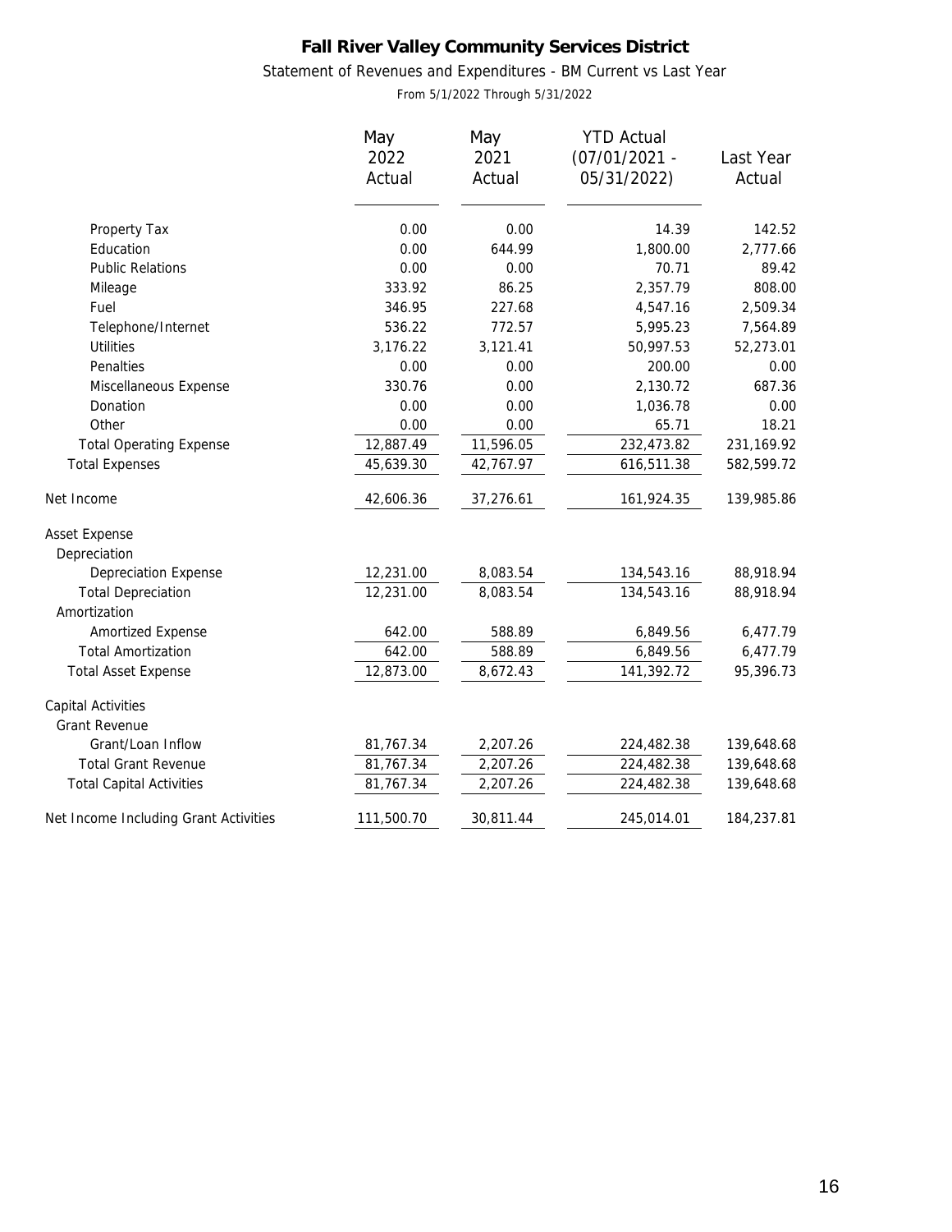# Fall River Valley Community Services District

Statement of Revenues and Expenditures - BM Current vs Last Year

From 5/1/2022 Through 5/31/2022

| | May 2022 Actual | May 2021 Actual | YTD Actual (07/01/2021 - 05/31/2022) | Last Year Actual |
|---|---|---|---|---|
| Property Tax | 0.00 | 0.00 | 14.39 | 142.52 |
| Education | 0.00 | 644.99 | 1,800.00 | 2,777.66 |
| Public Relations | 0.00 | 0.00 | 70.71 | 89.42 |
| Mileage | 333.92 | 86.25 | 2,357.79 | 808.00 |
| Fuel | 346.95 | 227.68 | 4,547.16 | 2,509.34 |
| Telephone/Internet | 536.22 | 772.57 | 5,995.23 | 7,564.89 |
| Utilities | 3,176.22 | 3,121.41 | 50,997.53 | 52,273.01 |
| Penalties | 0.00 | 0.00 | 200.00 | 0.00 |
| Miscellaneous Expense | 330.76 | 0.00 | 2,130.72 | 687.36 |
| Donation | 0.00 | 0.00 | 1,036.78 | 0.00 |
| Other | 0.00 | 0.00 | 65.71 | 18.21 |
| Total Operating Expense | 12,887.49 | 11,596.05 | 232,473.82 | 231,169.92 |
| Total Expenses | 45,639.30 | 42,767.97 | 616,511.38 | 582,599.72 |
| Net Income | 42,606.36 | 37,276.61 | 161,924.35 | 139,985.86 |
| Asset Expense | | | | |
| Depreciation | | | | |
| Depreciation Expense | 12,231.00 | 8,083.54 | 134,543.16 | 88,918.94 |
| Total Depreciation | 12,231.00 | 8,083.54 | 134,543.16 | 88,918.94 |
| Amortization | | | | |
| Amortized Expense | 642.00 | 588.89 | 6,849.56 | 6,477.79 |
| Total Amortization | 642.00 | 588.89 | 6,849.56 | 6,477.79 |
| Total Asset Expense | 12,873.00 | 8,672.43 | 141,392.72 | 95,396.73 |
| Capital Activities | | | | |
| Grant Revenue | | | | |
| Grant/Loan Inflow | 81,767.34 | 2,207.26 | 224,482.38 | 139,648.68 |
| Total Grant Revenue | 81,767.34 | 2,207.26 | 224,482.38 | 139,648.68 |
| Total Capital Activities | 81,767.34 | 2,207.26 | 224,482.38 | 139,648.68 |
| Net Income Including Grant Activities | 111,500.70 | 30,811.44 | 245,014.01 | 184,237.81 |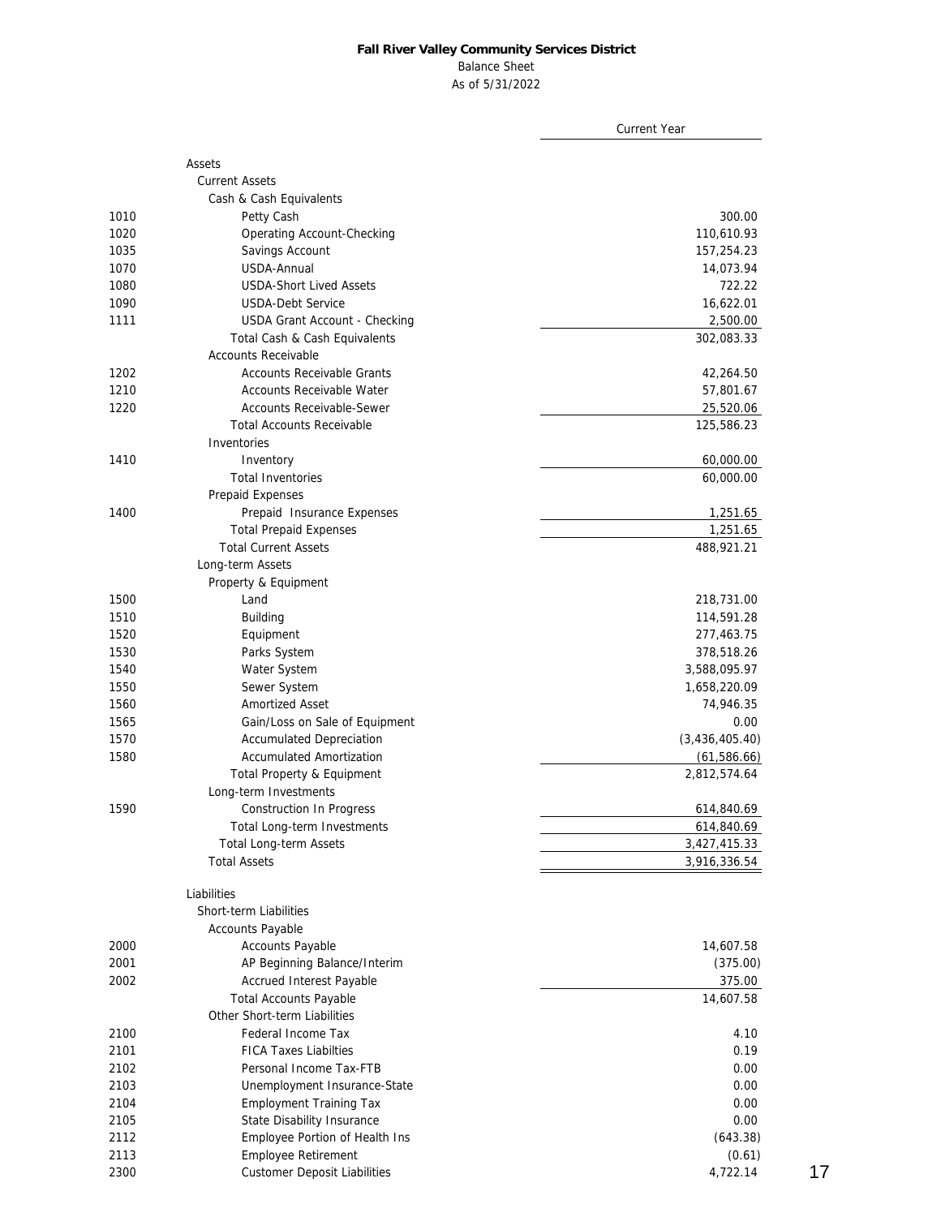**Fall River Valley Community Services District**

Balance Sheet

As of 5/31/2022

| | | Current Year |
|---|---|---|
| | **Assets** | |
| | Current Assets | |
| | Cash & Cash Equivalents | |
| 1010 | Petty Cash | 300.00 |
| 1020 | Operating Account-Checking | 110,610.93 |
| 1035 | Savings Account | 157,254.23 |
| 1070 | USDA-Annual | 14,073.94 |
| 1080 | USDA-Short Lived Assets | 722.22 |
| 1090 | USDA-Debt Service | 16,622.01 |
| 1111 | USDA Grant Account - Checking | 2,500.00 |
| | Total Cash & Cash Equivalents | 302,083.33 |
| | Accounts Receivable | |
| 1202 | Accounts Receivable Grants | 42,264.50 |
| 1210 | Accounts Receivable Water | 57,801.67 |
| 1220 | Accounts Receivable-Sewer | 25,520.06 |
| | Total Accounts Receivable | 125,586.23 |
| | Inventories | |
| 1410 | Inventory | 60,000.00 |
| | Total Inventories | 60,000.00 |
| | Prepaid Expenses | |
| 1400 | Prepaid Insurance Expenses | 1,251.65 |
| | Total Prepaid Expenses | 1,251.65 |
| | Total Current Assets | 488,921.21 |
| | Long-term Assets | |
| | Property & Equipment | |
| 1500 | Land | 218,731.00 |
| 1510 | Building | 114,591.28 |
| 1520 | Equipment | 277,463.75 |
| 1530 | Parks System | 378,518.26 |
| 1540 | Water System | 3,588,095.97 |
| 1550 | Sewer System | 1,658,220.09 |
| 1560 | Amortized Asset | 74,946.35 |
| 1565 | Gain/Loss on Sale of Equipment | 0.00 |
| 1570 | Accumulated Depreciation | (3,436,405.40) |
| 1580 | Accumulated Amortization | (61,586.66) |
| | Total Property & Equipment | 2,812,574.64 |
| | Long-term Investments | |
| 1590 | Construction In Progress | 614,840.69 |
| | Total Long-term Investments | 614,840.69 |
| | Total Long-term Assets | 3,427,415.33 |
| | Total Assets | 3,916,336.54 |
| | | |
| | **Liabilities** | |
| | Short-term Liabilities | |
| | Accounts Payable | |
| 2000 | Accounts Payable | 14,607.58 |
| 2001 | AP Beginning Balance/Interim | (375.00) |
| 2002 | Accrued Interest Payable | 375.00 |
| | Total Accounts Payable | 14,607.58 |
| | Other Short-term Liabilities | |
| 2100 | Federal Income Tax | 4.10 |
| 2101 | FICA Taxes Liabilties | 0.19 |
| 2102 | Personal Income Tax-FTB | 0.00 |
| 2103 | Unemployment Insurance-State | 0.00 |
| 2104 | Employment Training Tax | 0.00 |
| 2105 | State Disability Insurance | 0.00 |
| 2112 | Employee Portion of Health Ins | (643.38) |
| 2113 | Employee Retirement | (0.61) |
| 2300 | Customer Deposit Liabilities | 4,722.14 |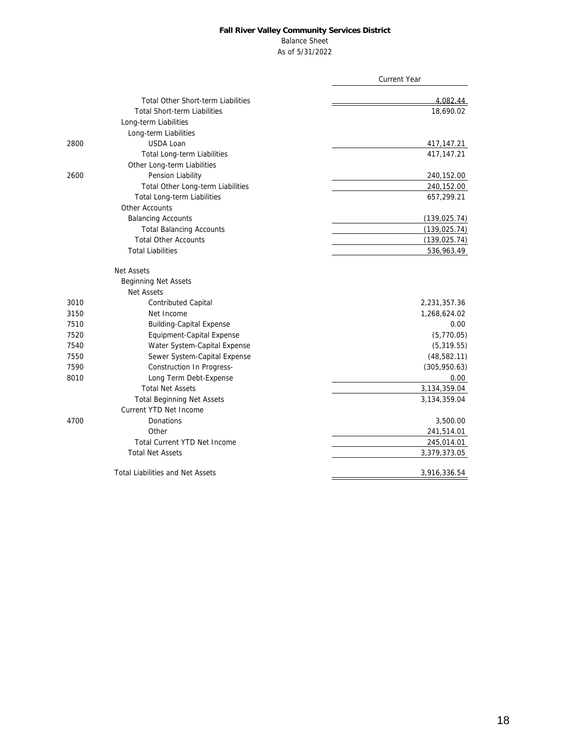**Fall River Valley Community Services District**

Balance Sheet

As of 5/31/2022

| | | Current Year |
|---|---|---|
| | Total Other Short-term Liabilities | 4,082.44 |
| | Total Short-term Liabilities | 18,690.02 |
| | Long-term Liabilities | |
| | Long-term Liabilities | |
| 2800 | USDA Loan | 417,147.21 |
| | Total Long-term Liabilities | 417,147.21 |
| | Other Long-term Liabilities | |
| 2600 | Pension Liability | 240,152.00 |
| | Total Other Long-term Liabilities | 240,152.00 |
| | Total Long-term Liabilities | 657,299.21 |
| | Other Accounts | |
| | Balancing Accounts | (139,025.74) |
| | Total Balancing Accounts | (139,025.74) |
| | Total Other Accounts | (139,025.74) |
| | Total Liabilities | 536,963.49 |
| | Net Assets | |
| | Beginning Net Assets | |
| | Net Assets | |
| 3010 | Contributed Capital | 2,231,357.36 |
| 3150 | Net Income | 1,268,624.02 |
| 7510 | Building-Capital Expense | 0.00 |
| 7520 | Equipment-Capital Expense | (5,770.05) |
| 7540 | Water System-Capital Expense | (5,319.55) |
| 7550 | Sewer System-Capital Expense | (48,582.11) |
| 7590 | Construction In Progress- | (305,950.63) |
| 8010 | Long Term Debt-Expense | 0.00 |
| | Total Net Assets | 3,134,359.04 |
| | Total Beginning Net Assets | 3,134,359.04 |
| | Current YTD Net Income | |
| 4700 | Donations | 3,500.00 |
| | Other | 241,514.01 |
| | Total Current YTD Net Income | 245,014.01 |
| | Total Net Assets | 3,379,373.05 |
| | Total Liabilities and Net Assets | 3,916,336.54 |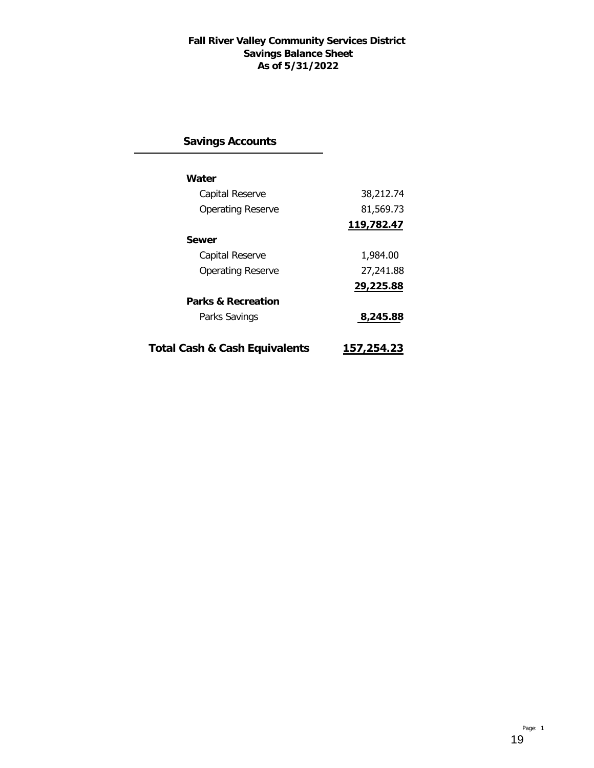# Fall River Valley Community Services District
## Savings Balance Sheet
## As of 5/31/2022

### Savings Accounts

| | |
|---|---:|
| **Water** | |
| Capital Reserve | 38,212.74 |
| Operating Reserve | 81,569.73 |
| | **119,782.47** |
| **Sewer** | |
| Capital Reserve | 1,984.00 |
| Operating Reserve | 27,241.88 |
| | **29,225.88** |
| **Parks & Recreation** | |
| Parks Savings | **8,245.88** |
| **Total Cash & Cash Equivalents** | **157,254.23** |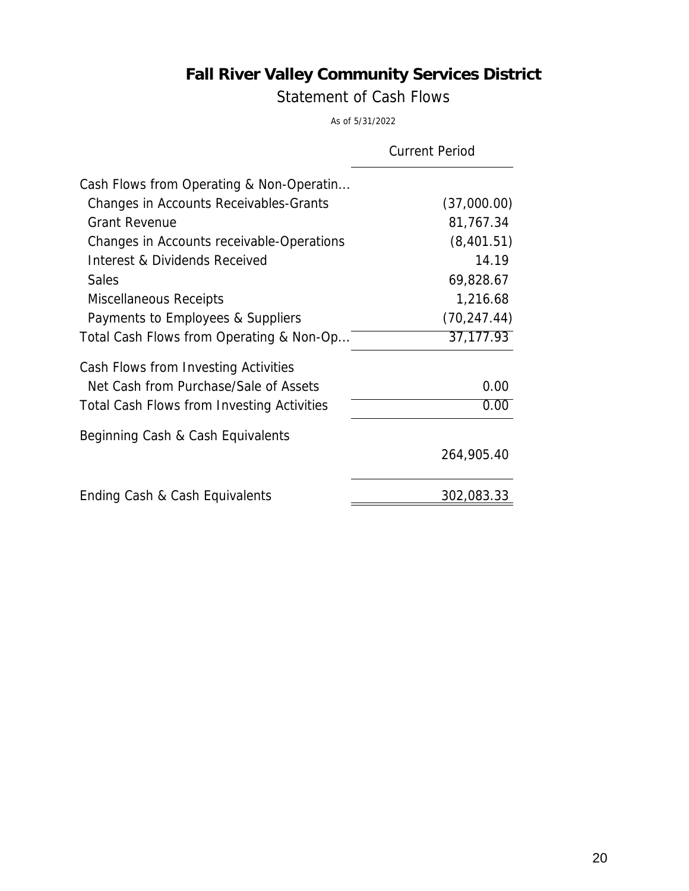# Fall River Valley Community Services District

## Statement of Cash Flows

As of 5/31/2022

| | Current Period |
|---|---|
| Cash Flows from Operating & Non-Operatin... | |
| Changes in Accounts Receivables-Grants | (37,000.00) |
| Grant Revenue | 81,767.34 |
| Changes in Accounts receivable-Operations | (8,401.51) |
| Interest & Dividends Received | 14.19 |
| Sales | 69,828.67 |
| Miscellaneous Receipts | 1,216.68 |
| Payments to Employees & Suppliers | (70,247.44) |
| Total Cash Flows from Operating & Non-Op... | 37,177.93 |
| Cash Flows from Investing Activities | |
| Net Cash from Purchase/Sale of Assets | 0.00 |
| Total Cash Flows from Investing Activities | 0.00 |
| Beginning Cash & Cash Equivalents | 264,905.40 |
| Ending Cash & Cash Equivalents | 302,083.33 |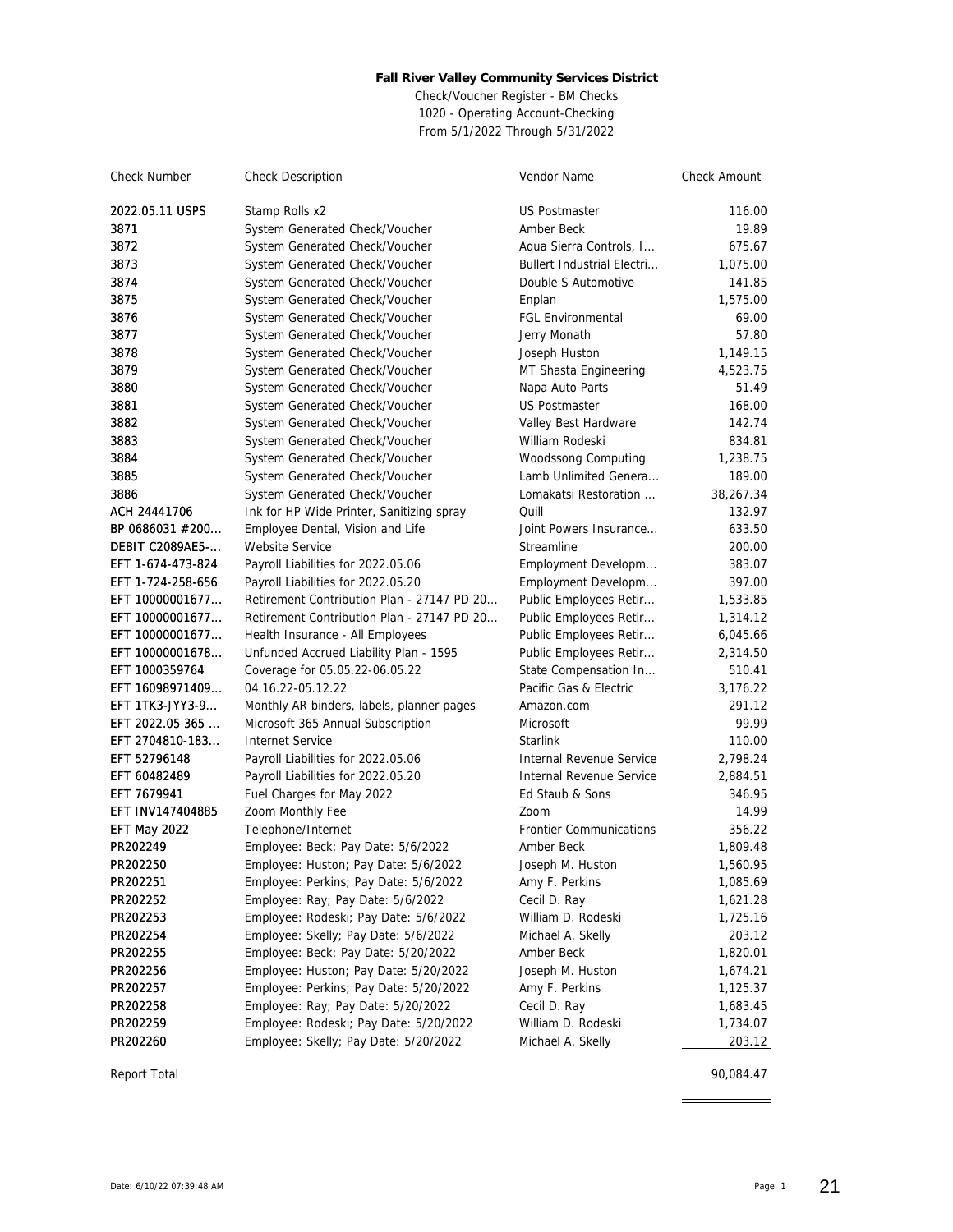**Fall River Valley Community Services District**

Check/Voucher Register - BM Checks
1020 - Operating Account-Checking
From 5/1/2022 Through 5/31/2022

| Check Number | Check Description | Vendor Name | Check Amount |
|---|---|---|---|
| 2022.05.11 USPS | Stamp Rolls x2 | US Postmaster | 116.00 |
| 3871 | System Generated Check/Voucher | Amber Beck | 19.89 |
| 3872 | System Generated Check/Voucher | Aqua Sierra Controls, I... | 675.67 |
| 3873 | System Generated Check/Voucher | Bullert Industrial Electri... | 1,075.00 |
| 3874 | System Generated Check/Voucher | Double S Automotive | 141.85 |
| 3875 | System Generated Check/Voucher | Enplan | 1,575.00 |
| 3876 | System Generated Check/Voucher | FGL Environmental | 69.00 |
| 3877 | System Generated Check/Voucher | Jerry Monath | 57.80 |
| 3878 | System Generated Check/Voucher | Joseph Huston | 1,149.15 |
| 3879 | System Generated Check/Voucher | MT Shasta Engineering | 4,523.75 |
| 3880 | System Generated Check/Voucher | Napa Auto Parts | 51.49 |
| 3881 | System Generated Check/Voucher | US Postmaster | 168.00 |
| 3882 | System Generated Check/Voucher | Valley Best Hardware | 142.74 |
| 3883 | System Generated Check/Voucher | William Rodeski | 834.81 |
| 3884 | System Generated Check/Voucher | Woodssong Computing | 1,238.75 |
| 3885 | System Generated Check/Voucher | Lamb Unlimited Genera... | 189.00 |
| 3886 | System Generated Check/Voucher | Lomakatsi Restoration ... | 38,267.34 |
| ACH 24441706 | Ink for HP Wide Printer, Sanitizing spray | Quill | 132.97 |
| BP 0686031 #200... | Employee Dental, Vision and Life | Joint Powers Insurance... | 633.50 |
| DEBIT C2089AE5-... | Website Service | Streamline | 200.00 |
| EFT 1-674-473-824 | Payroll Liabilities for 2022.05.06 | Employment Developm... | 383.07 |
| EFT 1-724-258-656 | Payroll Liabilities for 2022.05.20 | Employment Developm... | 397.00 |
| EFT 10000001677... | Retirement Contribution Plan - 27147 PD 20... | Public Employees Retir... | 1,533.85 |
| EFT 10000001677... | Retirement Contribution Plan - 27147 PD 20... | Public Employees Retir... | 1,314.12 |
| EFT 10000001677... | Health Insurance - All Employees | Public Employees Retir... | 6,045.66 |
| EFT 10000001678... | Unfunded Accrued Liability Plan - 1595 | Public Employees Retir... | 2,314.50 |
| EFT 1000359764 | Coverage for 05.05.22-06.05.22 | State Compensation In... | 510.41 |
| EFT 16098971409... | 04.16.22-05.12.22 | Pacific Gas & Electric | 3,176.22 |
| EFT 1TK3-JYY3-9... | Monthly AR binders, labels, planner pages | Amazon.com | 291.12 |
| EFT 2022.05 365 ... | Microsoft 365 Annual Subscription | Microsoft | 99.99 |
| EFT 2704810-183... | Internet Service | Starlink | 110.00 |
| EFT 52796148 | Payroll Liabilities for 2022.05.06 | Internal Revenue Service | 2,798.24 |
| EFT 60482489 | Payroll Liabilities for 2022.05.20 | Internal Revenue Service | 2,884.51 |
| EFT 7679941 | Fuel Charges for May 2022 | Ed Staub & Sons | 346.95 |
| EFT INV147404885 | Zoom Monthly Fee | Zoom | 14.99 |
| EFT May 2022 | Telephone/Internet | Frontier Communications | 356.22 |
| PR202249 | Employee: Beck; Pay Date: 5/6/2022 | Amber Beck | 1,809.48 |
| PR202250 | Employee: Huston; Pay Date: 5/6/2022 | Joseph M. Huston | 1,560.95 |
| PR202251 | Employee: Perkins; Pay Date: 5/6/2022 | Amy F. Perkins | 1,085.69 |
| PR202252 | Employee: Ray; Pay Date: 5/6/2022 | Cecil D. Ray | 1,621.28 |
| PR202253 | Employee: Rodeski; Pay Date: 5/6/2022 | William D. Rodeski | 1,725.16 |
| PR202254 | Employee: Skelly; Pay Date: 5/6/2022 | Michael A. Skelly | 203.12 |
| PR202255 | Employee: Beck; Pay Date: 5/20/2022 | Amber Beck | 1,820.01 |
| PR202256 | Employee: Huston; Pay Date: 5/20/2022 | Joseph M. Huston | 1,674.21 |
| PR202257 | Employee: Perkins; Pay Date: 5/20/2022 | Amy F. Perkins | 1,125.37 |
| PR202258 | Employee: Ray; Pay Date: 5/20/2022 | Cecil D. Ray | 1,683.45 |
| PR202259 | Employee: Rodeski; Pay Date: 5/20/2022 | William D. Rodeski | 1,734.07 |
| PR202260 | Employee: Skelly; Pay Date: 5/20/2022 | Michael A. Skelly | 203.12 |
| Report Total | | | 90,084.47 |

Date: 6/10/22 07:39:48 AM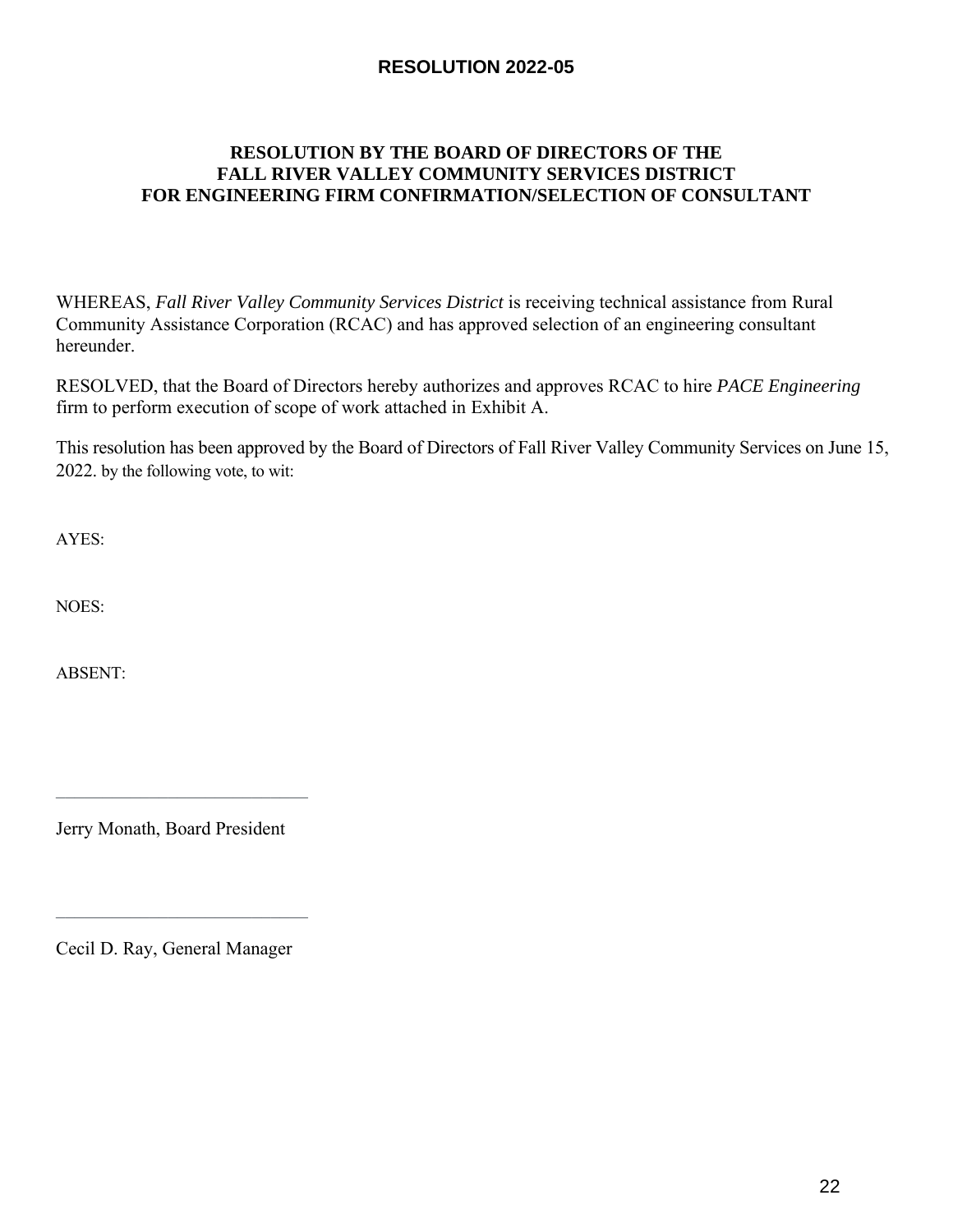# RESOLUTION 2022-05

## RESOLUTION BY THE BOARD OF DIRECTORS OF THE FALL RIVER VALLEY COMMUNITY SERVICES DISTRICT FOR ENGINEERING FIRM CONFIRMATION/SELECTION OF CONSULTANT

WHEREAS, *Fall River Valley Community Services District* is receiving technical assistance from Rural Community Assistance Corporation (RCAC) and has approved selection of an engineering consultant hereunder.

RESOLVED, that the Board of Directors hereby authorizes and approves RCAC to hire *PACE Engineering* firm to perform execution of scope of work attached in Exhibit A.

This resolution has been approved by the Board of Directors of Fall River Valley Community Services on June 15, 2022. by the following vote, to wit:

AYES:

NOES:

ABSENT:

\_\_\_\_\_\_\_\_\_\_\_\_\_\_\_\_\_\_\_\_\_\_\_\_\_\_\_\_

Jerry Monath, Board President

\_\_\_\_\_\_\_\_\_\_\_\_\_\_\_\_\_\_\_\_\_\_\_\_\_\_\_\_

Cecil D. Ray, General Manager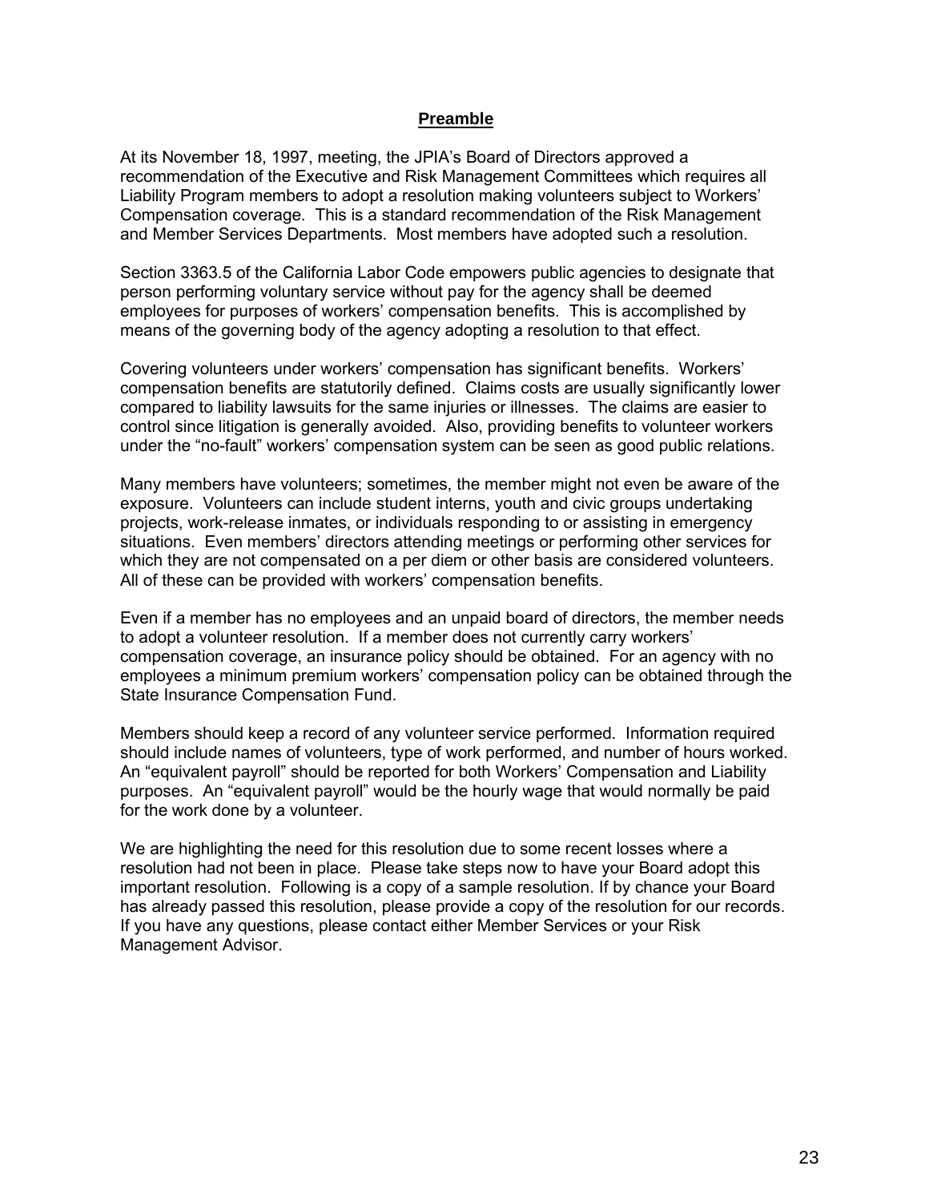## Preamble

At its November 18, 1997, meeting, the JPIA's Board of Directors approved a recommendation of the Executive and Risk Management Committees which requires all Liability Program members to adopt a resolution making volunteers subject to Workers' Compensation coverage. This is a standard recommendation of the Risk Management and Member Services Departments. Most members have adopted such a resolution.

Section 3363.5 of the California Labor Code empowers public agencies to designate that person performing voluntary service without pay for the agency shall be deemed employees for purposes of workers' compensation benefits. This is accomplished by means of the governing body of the agency adopting a resolution to that effect.

Covering volunteers under workers' compensation has significant benefits. Workers' compensation benefits are statutorily defined. Claims costs are usually significantly lower compared to liability lawsuits for the same injuries or illnesses. The claims are easier to control since litigation is generally avoided. Also, providing benefits to volunteer workers under the "no-fault" workers' compensation system can be seen as good public relations.

Many members have volunteers; sometimes, the member might not even be aware of the exposure. Volunteers can include student interns, youth and civic groups undertaking projects, work-release inmates, or individuals responding to or assisting in emergency situations. Even members' directors attending meetings or performing other services for which they are not compensated on a per diem or other basis are considered volunteers. All of these can be provided with workers' compensation benefits.

Even if a member has no employees and an unpaid board of directors, the member needs to adopt a volunteer resolution. If a member does not currently carry workers' compensation coverage, an insurance policy should be obtained. For an agency with no employees a minimum premium workers' compensation policy can be obtained through the State Insurance Compensation Fund.

Members should keep a record of any volunteer service performed. Information required should include names of volunteers, type of work performed, and number of hours worked. An "equivalent payroll" should be reported for both Workers' Compensation and Liability purposes. An "equivalent payroll" would be the hourly wage that would normally be paid for the work done by a volunteer.

We are highlighting the need for this resolution due to some recent losses where a resolution had not been in place. Please take steps now to have your Board adopt this important resolution. Following is a copy of a sample resolution. If by chance your Board has already passed this resolution, please provide a copy of the resolution for our records. If you have any questions, please contact either Member Services or your Risk Management Advisor.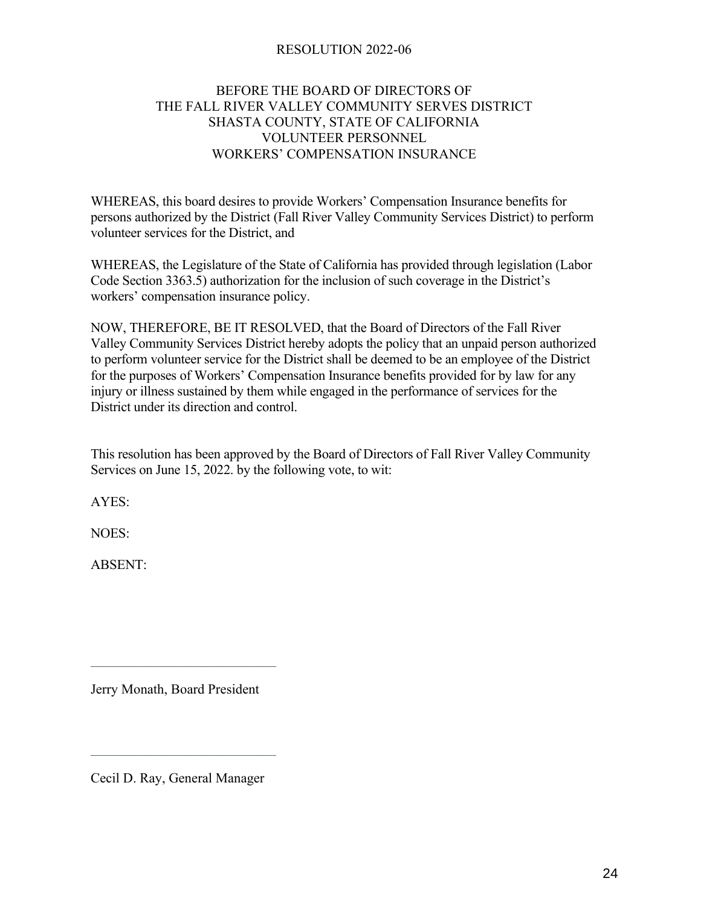# RESOLUTION 2022-06

## BEFORE THE BOARD OF DIRECTORS OF THE FALL RIVER VALLEY COMMUNITY SERVES DISTRICT SHASTA COUNTY, STATE OF CALIFORNIA VOLUNTEER PERSONNEL WORKERS' COMPENSATION INSURANCE

WHEREAS, this board desires to provide Workers' Compensation Insurance benefits for persons authorized by the District (Fall River Valley Community Services District) to perform volunteer services for the District, and

WHEREAS, the Legislature of the State of California has provided through legislation (Labor Code Section 3363.5) authorization for the inclusion of such coverage in the District's workers' compensation insurance policy.

NOW, THEREFORE, BE IT RESOLVED, that the Board of Directors of the Fall River Valley Community Services District hereby adopts the policy that an unpaid person authorized to perform volunteer service for the District shall be deemed to be an employee of the District for the purposes of Workers' Compensation Insurance benefits provided for by law for any injury or illness sustained by them while engaged in the performance of services for the District under its direction and control.

This resolution has been approved by the Board of Directors of Fall River Valley Community Services on June 15, 2022. by the following vote, to wit:

AYES:

NOES:

ABSENT:

\_\_\_\_\_\_\_\_\_\_\_\_\_\_\_\_\_\_\_\_\_\_\_\_\_\_\_\_

Jerry Monath, Board President

\_\_\_\_\_\_\_\_\_\_\_\_\_\_\_\_\_\_\_\_\_\_\_\_\_\_\_\_

Cecil D. Ray, General Manager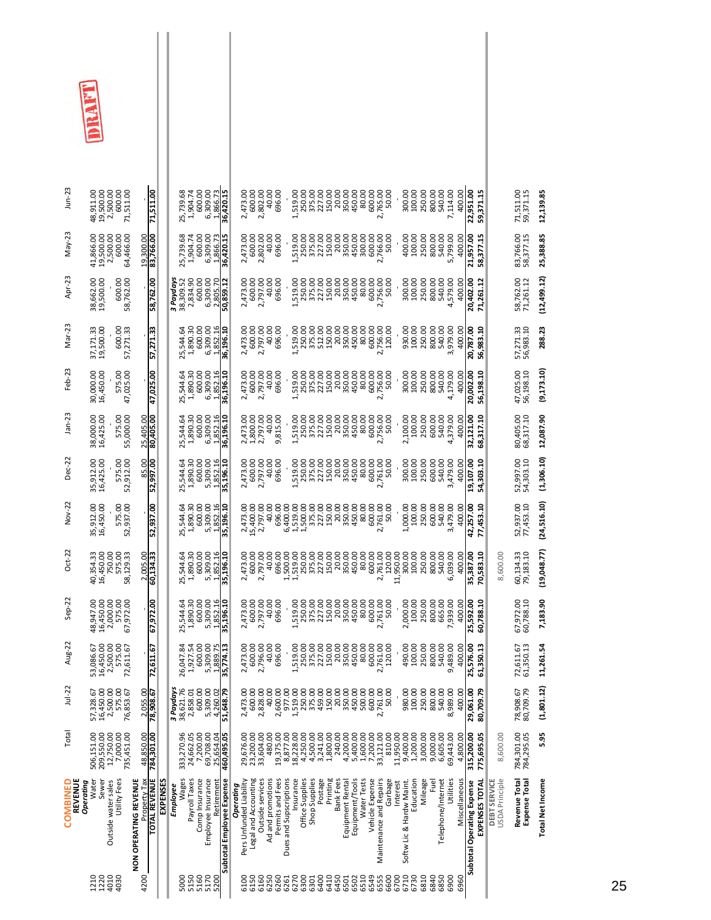# COMBINED

DRAFT

| Acct | Description | Total | Jul-22 | Aug-22 | Sep-22 | Oct-22 | Nov-22 | Dec-22 | Jan-23 | Feb-23 | Mar-23 | Apr-23 | May-23 | Jun-23 |
|---|---|---|---|---|---|---|---|---|---|---|---|---|---|---|
| | **REVENUE** | | | | | | | | | | | | | |
| | ***Operating*** | | | | | | | | | | | | | |
| 1210 | Water | 506,151.00 | 57,328.67 | 53,086.67 | 48,947.00 | 40,354.33 | 35,912.00 | 35,912.00 | 38,000.00 | 30,000.00 | 37,171.33 | 38,662.00 | 41,866.00 | 48,911.00 |
| 1220 | Sewer | 209,550.00 | 16,450.00 | 16,450.00 | 16,450.00 | 16,450.00 | 16,450.00 | 16,425.00 | 16,425.00 | 16,450.00 | 19,500.00 | 19,500.00 | 19,500.00 | 19,500.00 |
| 4010 | Outside water sales | 12,750.00 | 2,500.00 | 2,500.00 | 2,000.00 | 750.00 | - | - | - | - | - | - | 2,500.00 | 2,500.00 |
| 4030 | Utility Fees | 7,000.00 | 575.00 | 575.00 | 575.00 | 575.00 | 575.00 | 575.00 | 575.00 | 575.00 | 600.00 | 600.00 | 600.00 | 600.00 |
| | | 735,451.00 | 76,853.67 | 72,611.67 | 67,972.00 | 58,129.33 | 52,937.00 | 52,912.00 | 55,000.00 | 47,025.00 | 57,271.33 | 58,762.00 | 64,466.00 | 71,511.00 |
| | **NON OPERATING REVENUE** | | | | | | | | | | | | | |
| 4200 | Property Tax | 48,850.00 | 2,055.00 | - | - | 2,005.00 | - | 85.00 | 25,405.00 | - | - | - | 19,300.00 | - |
| | **TOTAL REVENUE** | **784,301.00** | **78,908.67** | **72,611.67** | **67,972.00** | **60,134.33** | **52,937.00** | **52,997.00** | **80,405.00** | **47,025.00** | **57,271.33** | **58,762.00** | **83,766.00** | **71,511.00** |
| | **EXPENSES** | | | | | | | | | | | | | |
| | ***Employee*** | | *3 Paydays* | | | | | | | | | *3 Paydays* | | |
| 5000 | Wages | 333,270.96 | 38,621.76 | 26,047.84 | 25,544.64 | 25,544.64 | 25,544.64 | 25,544.64 | 25,544.64 | 25,544.64 | 25,544.64 | 38,309.52 | 25,739.68 | 25,739.68 |
| 5150 | Payroll Taxes | 24,662.05 | 2,858.01 | 1,927.54 | 1,890.30 | 1,890.30 | 1,890.30 | 1,890.30 | 1,890.30 | 1,890.30 | 1,890.30 | 2,834.90 | 1,904.74 | 1,904.74 |
| 5160 | Comp Insurance | 7,200.00 | 600.00 | 600.00 | 600.00 | 600.00 | 600.00 | 600.00 | 600.00 | 600.00 | 600.00 | 600.00 | 600.00 | 600.00 |
| 5170 | Employee Insurance | 69,708.00 | 5,309.00 | 5,309.00 | 5,309.00 | 5,309.00 | 5,309.00 | 5,309.00 | 6,309.00 | 6,309.00 | 6,309.00 | 6,309.00 | 6,309.00 | 6,309.00 |
| 5200 | Retirement | 25,654.04 | 4,260.02 | 1,889.75 | 1,852.16 | 1,852.16 | 1,852.16 | 1,852.16 | 1,852.16 | 1,852.16 | 1,852.16 | 2,805.70 | 1,866.73 | 1,866.73 |
| | **Subtotal Employee Expense** | **460,495.05** | **51,648.79** | **35,774.13** | **35,196.10** | **35,196.10** | **35,196.10** | **35,196.10** | **36,196.10** | **36,196.10** | **36,196.10** | **50,859.12** | **36,420.15** | **36,420.15** |
| | ***Operating*** | | | | | | | | | | | | | |
| 6100 | Pers Unfunded Liability | 29,676.00 | 2,473.00 | 2,473.00 | 2,473.00 | 2,473.00 | 2,473.00 | 2,473.00 | 2,473.00 | 2,473.00 | 2,473.00 | 2,473.00 | 2,473.00 | 2,473.00 |
| 6150 | Legal and Accounting | 23,200.00 | 600.00 | 600.00 | 600.00 | 600.00 | 15,400.00 | 600.00 | 1,800.00 | 600.00 | 600.00 | 600.00 | 600.00 | 600.00 |
| 6160 | Outside services | 33,604.00 | 2,828.00 | 2,796.00 | 2,797.00 | 2,797.00 | 2,797.00 | 2,797.00 | 2,797.00 | 2,797.00 | 2,797.00 | 2,797.00 | 2,802.00 | 2,802.00 |
| 6250 | Ad and promotions | 480.00 | 40.00 | 40.00 | 40.00 | 40.00 | 40.00 | 40.00 | 40.00 | 40.00 | 40.00 | 40.00 | 40.00 | 40.00 |
| 6260 | Permits and Fees | 19,375.00 | 2,600.00 | 696.00 | 696.00 | 696.00 | 696.00 | 696.00 | 9,815.00 | 696.00 | 696.00 | 696.00 | 696.00 | 696.00 |
| 6261 | Dues and Supscriptions | 8,877.00 | 977.00 | | | 1,500.00 | 6,400.00 | | | | | | | |
| 6270 | Insurance | 18,228.00 | 1,519.00 | 1,519.00 | 1,519.00 | 1,519.00 | 1,519.00 | 1,519.00 | 1,519.00 | 1,519.00 | 1,519.00 | 1,519.00 | 1,519.00 | 1,519.00 |
| 6300 | Office Supplies | 4,250.00 | 250.00 | 250.00 | 250.00 | 250.00 | 1,500.00 | 250.00 | 250.00 | 250.00 | 250.00 | 250.00 | 250.00 | 250.00 |
| 6301 | Shop Supplies | 4,500.00 | 375.00 | 375.00 | 375.00 | 375.00 | 375.00 | 375.00 | 375.00 | 375.00 | 375.00 | 375.00 | 375.00 | 375.00 |
| 6400 | Postage | 3,241.00 | 459.00 | 227.00 | 227.00 | 227.00 | 227.00 | 227.00 | 227.00 | 227.00 | 512.00 | 227.00 | 227.00 | 227.00 |
| 6410 | Printing | 1,800.00 | 150.00 | 150.00 | 150.00 | 150.00 | 150.00 | 150.00 | 150.00 | 150.00 | 150.00 | 150.00 | 150.00 | 150.00 |
| 6450 | Bank Fees | 240.00 | 20.00 | 20.00 | 20.00 | 20.00 | 20.00 | 20.00 | 20.00 | 20.00 | 20.00 | 20.00 | 20.00 | 20.00 |
| 6501 | Equipment Rental | 4,200.00 | 350.00 | 350.00 | 350.00 | 350.00 | 350.00 | 350.00 | 350.00 | 350.00 | 350.00 | 350.00 | 350.00 | 350.00 |
| 6502 | Equipment/Tools | 5,400.00 | 450.00 | 450.00 | 450.00 | 450.00 | 450.00 | 450.00 | 450.00 | 450.00 | 450.00 | 450.00 | 450.00 | 450.00 |
| 6510 | Water Tests | 1,600.00 | 500.00 | 80.00 | 80.00 | 80.00 | 80.00 | 80.00 | 80.00 | 80.00 | 80.00 | 80.00 | 300.00 | 80.00 |
| 6549 | Vehicle Expense | 7,200.00 | 600.00 | 600.00 | 600.00 | 600.00 | 600.00 | 600.00 | 600.00 | 600.00 | 600.00 | 600.00 | 600.00 | 600.00 |
| 6555 | Maintenance and Repairs | 33,121.00 | 2,761.00 | 2,761.00 | 2,761.00 | 2,761.00 | 2,761.00 | 2,761.00 | 2,756.00 | 2,756.00 | 2,756.00 | 2,756.00 | 2,766.00 | 2,765.00 |
| 6600 | Garbage | 810.00 | 50.00 | 120.00 | | 120.00 | 50.00 | 50.00 | 50.00 | 50.00 | 120.00 | 50.00 | 50.00 | 50.00 |
| 6700 | Interest | 11,950.00 | | | | 11,950.00 | | | | | | | | |
| 6710 | Softw Lic & Hardw Maint. | 9,400.00 | 980.00 | 490.00 | 2,000.00 | 300.00 | 1,000.00 | 300.00 | 2,100.00 | 300.00 | 930.00 | 300.00 | 400.00 | 300.00 |
| 6730 | Education | 1,200.00 | 100.00 | 100.00 | 100.00 | 100.00 | 100.00 | 100.00 | 100.00 | 100.00 | 100.00 | 100.00 | 100.00 | 100.00 |
| 6810 | Mileage | 3,000.00 | 250.00 | 250.00 | 250.00 | 250.00 | 250.00 | 250.00 | 250.00 | 250.00 | 250.00 | 250.00 | 250.00 | 250.00 |
| 6840 | Fuel | 9,000.00 | 800.00 | 800.00 | 800.00 | 800.00 | 600.00 | 600.00 | 600.00 | 800.00 | 800.00 | 800.00 | 800.00 | 800.00 |
| 6850 | Telephone/Internet | 6,605.00 | 540.00 | 540.00 | 665.00 | 540.00 | 540.00 | 540.00 | 540.00 | 540.00 | 540.00 | 540.00 | 540.00 | 540.00 |
| 6900 | Utilities | 69,443.00 | 8,989.00 | 9,489.00 | 7,939.00 | 6,039.00 | 3,479.00 | 3,479.00 | 4,379.00 | 4,179.00 | 3,979.00 | 4,579.00 | 5,799.00 | 7,114.00 |
| 6960 | Miscellaneous | 4,800.00 | 400.00 | 400.00 | 400.00 | 400.00 | 400.00 | 400.00 | 400.00 | 400.00 | 400.00 | 400.00 | 400.00 | 400.00 |
| | **Subtotal Operating Expense** | **315,200.00** | **29,061.00** | **25,576.00** | **25,592.00** | **35,387.00** | **42,257.00** | **19,107.00** | **32,121.00** | **20,002.00** | **20,787.00** | **20,402.00** | **21,957.00** | **22,951.00** |
| | **EXPENSES TOTAL** | **775,695.05** | **80,709.79** | **61,350.13** | **60,788.10** | **70,583.10** | **77,453.10** | **54,303.10** | **68,317.10** | **56,198.10** | **56,983.10** | **71,261.12** | **58,377.15** | **59,371.15** |
| | DEBT SERVICE | | | | | | | | | | | | | |
| | USDA Principle | 8,600.00 | | | | 8,600.00 | | | | | | | | |
| | **Revenue Total** | 784,301.00 | 78,908.67 | 72,611.67 | 67,972.00 | 60,134.33 | 52,937.00 | 52,997.00 | 80,405.00 | 47,025.00 | 57,271.33 | 58,762.00 | 83,766.00 | 71,511.00 |
| | **Expense Total** | 784,295.05 | 80,709.79 | 61,350.13 | 60,788.10 | 79,183.10 | 77,453.10 | 54,303.10 | 68,317.10 | 56,198.10 | 56,983.10 | 71,261.12 | 58,377.15 | 59,371.15 |
| | **Total Net Income** | **5.95** | **(1,801.12)** | **11,261.54** | **7,183.90** | **(19,048.77)** | **(24,516.10)** | **(1,306.10)** | **12,087.90** | **(9,173.10)** | **288.23** | **(12,499.12)** | **25,388.85** | **12,139.85** |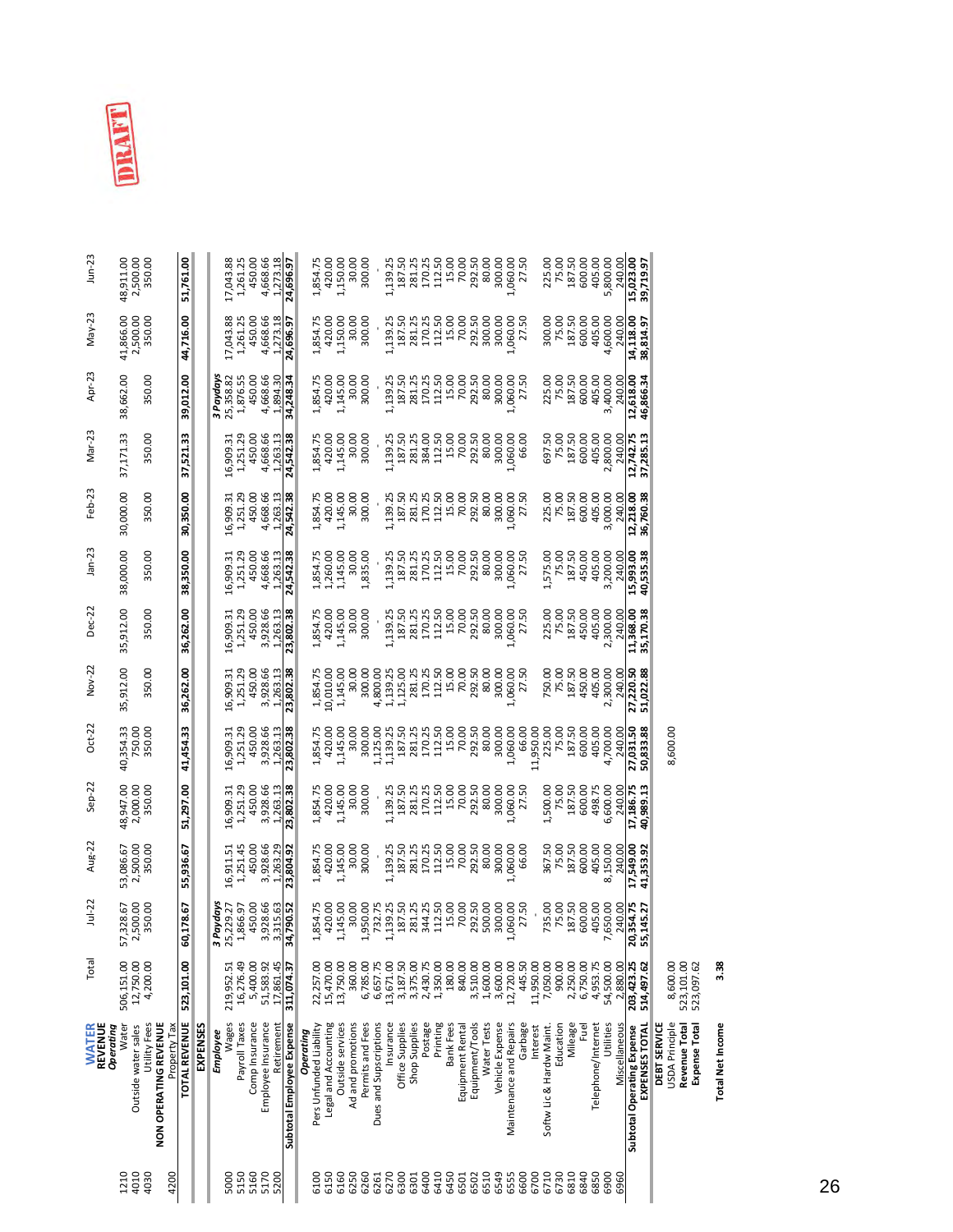DRAFT

| | WATER | Total | Jul-22 | Aug-22 | Sep-22 | Oct-22 | Nov-22 | Dec-22 | Jan-23 | Feb-23 | Mar-23 | Apr-23 | May-23 | Jun-23 |
|---|---|---|---|---|---|---|---|---|---|---|---|---|---|---|
| | **REVENUE** | | | | | | | | | | | | | |
| | ***Operating*** | | | | | | | | | | | | | |
| 1210 | Water | 506,151.00 | 57,328.67 | 53,086.67 | 48,947.00 | 40,354.33 | 35,912.00 | 35,912.00 | 38,000.00 | 30,000.00 | 37,171.33 | 38,662.00 | 41,866.00 | 48,911.00 |
| 4010 | Outside water sales | 12,750.00 | 2,500.00 | 2,500.00 | 2,000.00 | 750.00 | | | | | | | 2,500.00 | 2,500.00 |
| 4030 | Utility Fees | 4,200.00 | 350.00 | 350.00 | 350.00 | 350.00 | 350.00 | 350.00 | 350.00 | 350.00 | 350.00 | 350.00 | 350.00 | 350.00 |
| | **NON OPERATING REVENUE** | | | | | | | | | | | | | |
| 4200 | Property Tax | | | | | | | | | | | | | |
| | **TOTAL REVENUE** | **523,101.00** | **60,178.67** | **55,936.67** | **51,297.00** | **41,454.33** | **36,262.00** | **36,262.00** | **38,350.00** | **30,350.00** | **37,521.33** | **39,012.00** | **44,716.00** | **51,761.00** |
| | **EXPENSES** | | | | | | | | | | | | | |
| | ***Employee*** | | *3 Paydays* | | | | | | | | | *3 Paydays* | | |
| 5000 | Wages | 219,952.51 | 25,229.27 | 16,911.51 | 16,909.31 | 16,909.31 | 16,909.31 | 16,909.31 | 16,909.31 | 16,909.31 | 16,909.31 | 25,358.82 | 17,043.88 | 17,043.88 |
| 5150 | Payroll Taxes | 16,276.49 | 1,866.97 | 1,251.45 | 1,251.29 | 1,251.29 | 1,251.29 | 1,251.29 | 1,251.29 | 1,251.29 | 1,251.29 | 1,876.55 | 1,261.25 | 1,261.25 |
| 5160 | Comp Insurance | 5,400.00 | 450.00 | 450.00 | 450.00 | 450.00 | 450.00 | 450.00 | 450.00 | 450.00 | 450.00 | 450.00 | 450.00 | 450.00 |
| 5170 | Employee Insurance | 51,583.92 | 3,928.66 | 3,928.66 | 3,928.66 | 3,928.66 | 3,928.66 | 3,928.66 | 4,668.66 | 4,668.66 | 4,668.66 | 4,668.66 | 4,668.66 | 4,668.66 |
| 5200 | Retirement | 17,861.45 | 3,315.63 | 1,263.29 | 1,263.13 | 1,263.13 | 1,263.13 | 1,263.13 | 1,263.13 | 1,263.13 | 1,263.13 | 1,894.30 | 1,273.18 | 1,273.18 |
| | **Subtotal Employee Expense** | **311,074.37** | **34,790.52** | **23,804.92** | **23,802.38** | **23,802.38** | **23,802.38** | **23,802.38** | **24,542.38** | **24,542.38** | **24,542.38** | **34,248.34** | **24,696.97** | **24,696.97** |
| | ***Operating*** | | | | | | | | | | | | | |
| 6100 | Pers Unfunded Liability | 22,257.00 | 1,854.75 | 1,854.75 | 1,854.75 | 1,854.75 | 1,854.75 | 1,854.75 | 1,854.75 | 1,854.75 | 1,854.75 | 1,854.75 | 1,854.75 | 1,854.75 |
| 6150 | Legal and Accounting | 15,470.00 | 420.00 | 420.00 | 420.00 | 420.00 | 10,010.00 | 420.00 | 1,260.00 | 420.00 | 420.00 | 420.00 | 420.00 | 420.00 |
| 6160 | Outside services | 13,750.00 | 1,145.00 | 1,145.00 | 1,145.00 | 1,145.00 | 1,145.00 | 1,145.00 | 1,145.00 | 1,145.00 | 1,145.00 | 1,145.00 | 1,150.00 | 1,150.00 |
| 6250 | Ad and promotions | 360.00 | 30.00 | 30.00 | 30.00 | 30.00 | 30.00 | 30.00 | 30.00 | 30.00 | 30.00 | 30.00 | 30.00 | 30.00 |
| 6260 | Permits and Fees | 6,785.00 | 1,950.00 | 300.00 | 300.00 | 300.00 | 300.00 | 300.00 | 1,835.00 | 300.00 | 300.00 | 300.00 | 300.00 | 300.00 |
| 6261 | Dues and Supscriptions | 6,657.75 | 732.75 | - | - | 1,125.00 | 4,800.00 | - | - | - | - | - | - | - |
| 6270 | Insurance | 13,671.00 | 1,139.25 | 1,139.25 | 1,139.25 | 1,139.25 | 1,139.25 | 1,139.25 | 1,139.25 | 1,139.25 | 1,139.25 | 1,139.25 | 1,139.25 | 1,139.25 |
| 6300 | Office Supplies | 3,187.50 | 187.50 | 187.50 | 187.50 | 187.50 | 1,125.00 | 187.50 | 187.50 | 187.50 | 187.50 | 187.50 | 187.50 | 187.50 |
| 6301 | Shop Supplies | 3,375.00 | 281.25 | 281.25 | 281.25 | 281.25 | 281.25 | 281.25 | 281.25 | 281.25 | 281.25 | 281.25 | 281.25 | 281.25 |
| 6400 | Postage | 2,430.75 | 344.25 | 170.25 | 170.25 | 170.25 | 170.25 | 170.25 | 170.25 | 170.25 | 384.00 | 170.25 | 170.25 | 170.25 |
| 6410 | Printing | 1,350.00 | 112.50 | 112.50 | 112.50 | 112.50 | 112.50 | 112.50 | 112.50 | 112.50 | 112.50 | 112.50 | 112.50 | 112.50 |
| 6450 | Bank Fees | 180.00 | 15.00 | 15.00 | 15.00 | 15.00 | 15.00 | 15.00 | 15.00 | 15.00 | 15.00 | 15.00 | 15.00 | 15.00 |
| 6501 | Equipment Rental | 840.00 | 70.00 | 70.00 | 70.00 | 70.00 | 70.00 | 70.00 | 70.00 | 70.00 | 70.00 | 70.00 | 70.00 | 70.00 |
| 6502 | Equipment/Tools | 3,510.00 | 292.50 | 292.50 | 292.50 | 292.50 | 292.50 | 292.50 | 292.50 | 292.50 | 292.50 | 292.50 | 292.50 | 292.50 |
| 6510 | Water Tests | 1,600.00 | 500.00 | 80.00 | 80.00 | 80.00 | 80.00 | 80.00 | 80.00 | 80.00 | 80.00 | 80.00 | 300.00 | 80.00 |
| 6549 | Vehicle Expense | 3,600.00 | 300.00 | 300.00 | 300.00 | 300.00 | 300.00 | 300.00 | 300.00 | 300.00 | 300.00 | 300.00 | 300.00 | 300.00 |
| 6555 | Maintenance and Repairs | 12,720.00 | 1,060.00 | 1,060.00 | 1,060.00 | 1,060.00 | 1,060.00 | 1,060.00 | 1,060.00 | 1,060.00 | 1,060.00 | 1,060.00 | 1,060.00 | 1,060.00 |
| 6600 | Garbage | 445.50 | 27.50 | 66.00 | 27.50 | 66.00 | 27.50 | 27.50 | 27.50 | 27.50 | 66.00 | 27.50 | 27.50 | 27.50 |
| 6700 | Interest | 11,950.00 | - | | | 11,950.00 | | | | | | | | |
| 6710 | Softw Lic & Hardw Maint. | 7,050.00 | 735.00 | 367.50 | 1,500.00 | 225.00 | 750.00 | 225.00 | 1,575.00 | 225.00 | 697.50 | 225.00 | 300.00 | 225.00 |
| 6730 | Education | 900.00 | 75.00 | 75.00 | 75.00 | 75.00 | 75.00 | 75.00 | 75.00 | 75.00 | 75.00 | 75.00 | 75.00 | 75.00 |
| 6810 | Mileage | 2,250.00 | 187.50 | 187.50 | 187.50 | 187.50 | 187.50 | 187.50 | 187.50 | 187.50 | 187.50 | 187.50 | 187.50 | 187.50 |
| 6840 | Fuel | 6,750.00 | 600.00 | 600.00 | 600.00 | 600.00 | 450.00 | 450.00 | 450.00 | 600.00 | 600.00 | 600.00 | 600.00 | 600.00 |
| 6850 | Telephone/Internet | 4,953.75 | 405.00 | 405.00 | 498.75 | 405.00 | 405.00 | 405.00 | 405.00 | 405.00 | 405.00 | 405.00 | 405.00 | 405.00 |
| 6900 | Utilities | 54,500.00 | 7,650.00 | 8,150.00 | 6,600.00 | 4,700.00 | 2,300.00 | 2,300.00 | 3,200.00 | 3,000.00 | 2,800.00 | 3,400.00 | 4,600.00 | 5,800.00 |
| 6960 | Miscellaneous | 2,880.00 | 240.00 | 240.00 | 240.00 | 240.00 | 240.00 | 240.00 | 240.00 | 240.00 | 240.00 | 240.00 | 240.00 | 240.00 |
| | **Subtotal Operating Expense** | **203,423.25** | **20,354.75** | **17,549.00** | **17,186.75** | **27,031.50** | **27,220.50** | **11,368.00** | **15,993.00** | **12,218.00** | **12,742.75** | **12,618.00** | **14,118.00** | **15,023.00** |
| | **EXPENSES TOTAL** | **514,497.62** | **55,145.27** | **41,353.92** | **40,989.13** | **50,833.88** | **51,022.88** | **35,170.38** | **40,535.38** | **36,760.38** | **37,285.13** | **46,866.34** | **38,814.97** | **39,719.97** |
| | **DEBT SERVICE** | | | | | | | | | | | | | |
| | USDA Principle | 8,600.00 | | | | 8,600.00 | | | | | | | | |
| | **Revenue Total** | 523,101.00 | | | | | | | | | | | | |
| | **Expense Total** | 523,097.62 | | | | | | | | | | | | |
| | **Total Net Income** | **3.38** | | | | | | | | | | | | |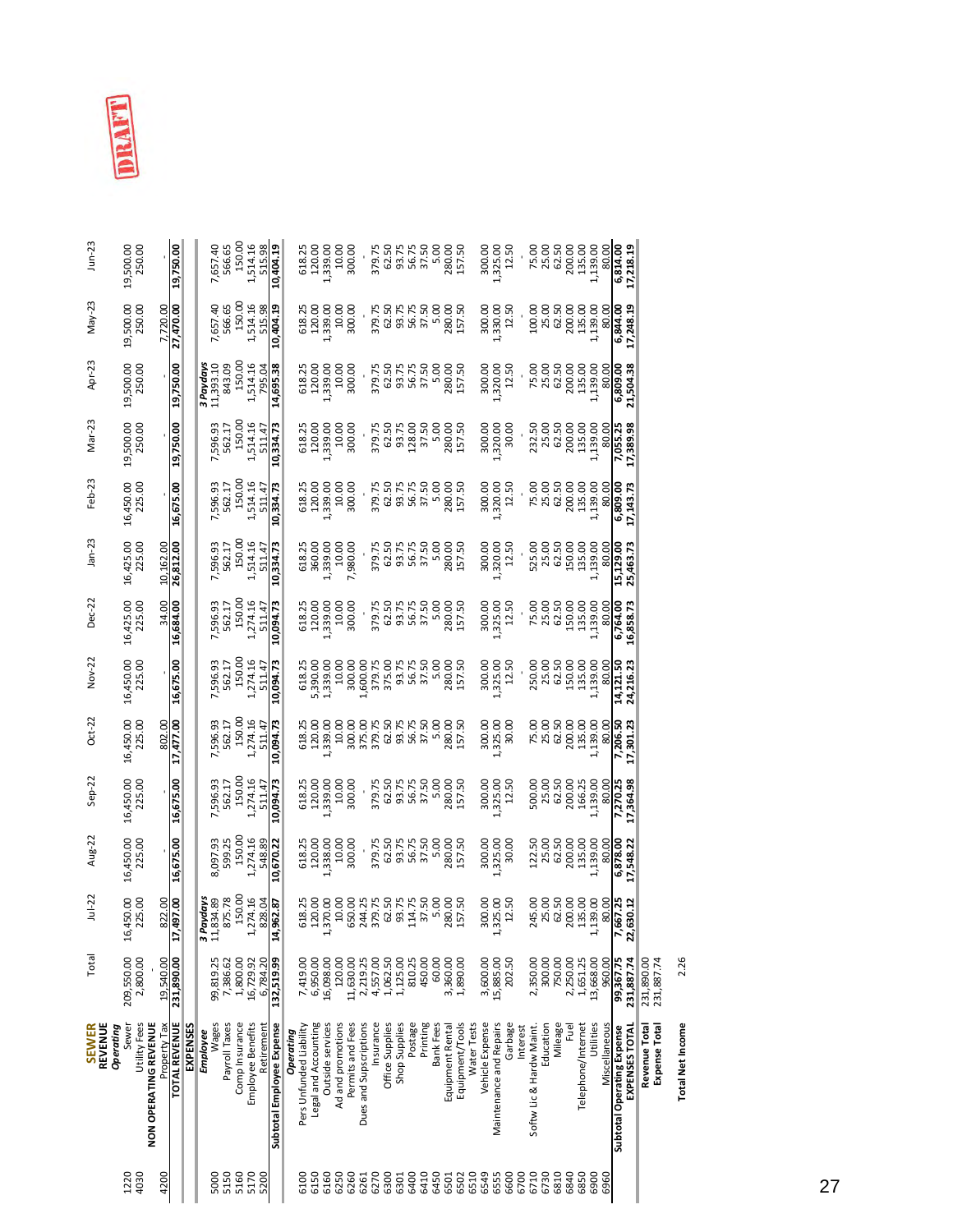DRAFT

| | SEWER | Total | Jul-22 | Aug-22 | Sep-22 | Oct-22 | Nov-22 | Dec-22 | Jan-23 | Feb-23 | Mar-23 | Apr-23 | May-23 | Jun-23 |
|---|---|---|---|---|---|---|---|---|---|---|---|---|---|---|
| | **REVENUE** | | | | | | | | | | | | | |
| | ***Operating*** | | | | | | | | | | | | | |
| 1220 | Sewer | 209,550.00 | 16,450.00 | 16,450.00 | 16,450.00 | 16,450.00 | 16,450.00 | 16,425.00 | 16,425.00 | 16,450.00 | 19,500.00 | 19,500.00 | 19,500.00 | 19,500.00 |
| 4030 | Utility Fees | 2,800.00 | 225.00 | 225.00 | 225.00 | 225.00 | 225.00 | 225.00 | 225.00 | 225.00 | 250.00 | 250.00 | 250.00 | 250.00 |
| | **NON OPERATING REVENUE** | | | | | | | | | | | | | |
| 4200 | Property Tax | 19,540.00 | 822.00 | - | - | 802.00 | - | 34.00 | 10,162.00 | - | - | - | 7,720.00 | - |
| | **TOTAL REVENUE** | **231,890.00** | **17,497.00** | **16,675.00** | **16,675.00** | **17,477.00** | **16,675.00** | **16,684.00** | **26,812.00** | **16,675.00** | **19,750.00** | **19,750.00** | **27,470.00** | **19,750.00** |
| | **EXPENSES** | | | | | | | | | | | | | |
| | ***Employee*** | | ***3 Paydays*** | | | | | | | | | ***3 Paydays*** | | |
| 5000 | Wages | 99,819.25 | 11,834.89 | 8,097.93 | 7,596.93 | 7,596.93 | 7,596.93 | 7,596.93 | 7,596.93 | 7,596.93 | 7,596.93 | 11,393.10 | 7,657.40 | 7,657.40 |
| 5150 | Payroll Taxes | 7,386.62 | 875.78 | 599.25 | 562.17 | 562.17 | 562.17 | 562.17 | 562.17 | 562.17 | 562.17 | 843.09 | 566.65 | 566.65 |
| 5160 | Comp Insurance | 1,800.00 | 150.00 | 150.00 | 150.00 | 150.00 | 150.00 | 150.00 | 150.00 | 150.00 | 150.00 | 150.00 | 150.00 | 150.00 |
| 5170 | Employee Benefits | 16,729.92 | 1,274.16 | 1,274.16 | 1,274.16 | 1,274.16 | 1,274.16 | 1,274.16 | 1,514.16 | 1,514.16 | 1,514.16 | 1,514.16 | 1,514.16 | 1,514.16 |
| 5200 | Retirement | 6,784.20 | 828.04 | 548.89 | 511.47 | 511.47 | 511.47 | 511.47 | 511.47 | 511.47 | 511.47 | 795.04 | 515.98 | 515.98 |
| | **Subtotal Employee Expense** | **132,519.99** | **14,962.87** | **10,670.22** | **10,094.73** | **10,094.73** | **10,094.73** | **10,094.73** | **10,334.73** | **10,334.73** | **10,334.73** | **14,695.38** | **10,404.19** | **10,404.19** |
| | ***Operating*** | | | | | | | | | | | | | |
| 6100 | Pers Unfunded Liability | 7,419.00 | 618.25 | 618.25 | 618.25 | 618.25 | 618.25 | 618.25 | 618.25 | 618.25 | 618.25 | 618.25 | 618.25 | 618.25 |
| 6150 | Legal and Accounting | 6,950.00 | 120.00 | 120.00 | 120.00 | 120.00 | 5,390.00 | 120.00 | 360.00 | 120.00 | 120.00 | 120.00 | 120.00 | 120.00 |
| 6160 | Outside services | 16,098.00 | 1,370.00 | 1,338.00 | 1,339.00 | 1,339.00 | 1,339.00 | 1,339.00 | 1,339.00 | 1,339.00 | 1,339.00 | 1,339.00 | 1,339.00 | 1,339.00 |
| 6250 | Ad and promotions | 120.00 | 10.00 | 10.00 | 10.00 | 10.00 | 10.00 | 10.00 | 10.00 | 10.00 | 10.00 | 10.00 | 10.00 | 10.00 |
| 6260 | Permits and Fees | 11,630.00 | 650.00 | 300.00 | 300.00 | 300.00 | 300.00 | 300.00 | 7,980.00 | 300.00 | 300.00 | 300.00 | 300.00 | 300.00 |
| 6261 | Dues and Suscriptions | 2,219.25 | 244.25 | - | - | 375.00 | 1,600.00 | - | - | - | - | - | - | - |
| 6270 | Insurance | 4,557.00 | 379.75 | 379.75 | 379.75 | 379.75 | 379.75 | 379.75 | 379.75 | 379.75 | 379.75 | 379.75 | 379.75 | 379.75 |
| 6300 | Office Supplies | 1,062.50 | 62.50 | 62.50 | 62.50 | 62.50 | 375.00 | 62.50 | 62.50 | 62.50 | 62.50 | 62.50 | 62.50 | 62.50 |
| 6301 | Shop Supplies | 1,125.00 | 93.75 | 93.75 | 93.75 | 93.75 | 93.75 | 93.75 | 93.75 | 93.75 | 93.75 | 93.75 | 93.75 | 93.75 |
| 6400 | Postage | 810.25 | 114.75 | 56.75 | 56.75 | 56.75 | 56.75 | 56.75 | 56.75 | 56.75 | 128.00 | 56.75 | 56.75 | 56.75 |
| 6410 | Printing | 450.00 | 37.50 | 37.50 | 37.50 | 37.50 | 37.50 | 37.50 | 37.50 | 37.50 | 37.50 | 37.50 | 37.50 | 37.50 |
| 6450 | Bank Fees | 60.00 | 5.00 | 5.00 | 5.00 | 5.00 | 5.00 | 5.00 | 5.00 | 5.00 | 5.00 | 5.00 | 5.00 | 5.00 |
| 6501 | Equipment Rental | 3,360.00 | 280.00 | 280.00 | 280.00 | 280.00 | 280.00 | 280.00 | 280.00 | 280.00 | 280.00 | 280.00 | 280.00 | 280.00 |
| 6502 | Equipment/Tools | 1,890.00 | 157.50 | 157.50 | 157.50 | 157.50 | 157.50 | 157.50 | 157.50 | 157.50 | 157.50 | 157.50 | 157.50 | 157.50 |
| 6510 | Water Tests | | | | | | | | | | | | | |
| 6549 | Vehicle Expense | 3,600.00 | 300.00 | 300.00 | 300.00 | 300.00 | 300.00 | 300.00 | 300.00 | 300.00 | 300.00 | 300.00 | 300.00 | 300.00 |
| 6555 | Maintenance and Repairs | 15,885.00 | 1,325.00 | 1,325.00 | 1,325.00 | 1,325.00 | 1,325.00 | 1,325.00 | 1,320.00 | 1,320.00 | 1,320.00 | 1,320.00 | 1,330.00 | 1,325.00 |
| 6600 | Garbage | 202.50 | 12.50 | 30.00 | 12.50 | 30.00 | 12.50 | 12.50 | 12.50 | 12.50 | 30.00 | 12.50 | 12.50 | 12.50 |
| 6700 | Interest | | | | | | | | | | | | | |
| 6710 | Softw Lic & Hardw Maint. | 2,350.00 | 245.00 | 122.50 | 500.00 | 75.00 | 250.00 | 75.00 | 525.00 | 75.00 | 232.50 | 75.00 | 100.00 | 75.00 |
| 6730 | Education | 300.00 | 25.00 | 25.00 | 25.00 | 25.00 | 25.00 | 25.00 | 25.00 | 25.00 | 25.00 | 25.00 | 25.00 | 25.00 |
| 6810 | Mileage | 750.00 | 62.50 | 62.50 | 62.50 | 62.50 | 62.50 | 62.50 | 62.50 | 62.50 | 62.50 | 62.50 | 62.50 | 62.50 |
| 6840 | Fuel | 2,250.00 | 200.00 | 200.00 | 200.00 | 200.00 | 150.00 | 150.00 | 150.00 | 200.00 | 200.00 | 200.00 | 200.00 | 200.00 |
| 6850 | Telephone/Internet | 1,651.25 | 135.00 | 135.00 | 166.25 | 135.00 | 135.00 | 135.00 | 135.00 | 135.00 | 135.00 | 135.00 | 135.00 | 135.00 |
| 6900 | Utilities | 13,668.00 | 1,139.00 | 1,139.00 | 1,139.00 | 1,139.00 | 1,139.00 | 1,139.00 | 1,139.00 | 1,139.00 | 1,139.00 | 1,139.00 | 1,139.00 | 1,139.00 |
| 6960 | Miscellaneous | 960.00 | 80.00 | 80.00 | 80.00 | 80.00 | 80.00 | 80.00 | 80.00 | 80.00 | 80.00 | 80.00 | 80.00 | 80.00 |
| | **Subtotal Operating Expense** | **99,367.75** | **7,667.25** | **6,878.00** | **7,270.25** | **7,206.50** | **14,121.50** | **6,764.00** | **15,129.00** | **6,809.00** | **7,055.25** | **6,809.00** | **6,844.00** | **6,814.00** |
| | **EXPENSES TOTAL** | **231,887.74** | **22,630.12** | **17,548.22** | **17,364.98** | **17,301.23** | **24,216.23** | **16,858.73** | **25,463.73** | **17,143.73** | **17,389.98** | **21,504.38** | **17,248.19** | **17,218.19** |
| | **Revenue Total** | 231,890.00 | | | | | | | | | | | | |
| | **Expense Total** | 231,887.74 | | | | | | | | | | | | |
| | **Total Net Income** | 2.26 | | | | | | | | | | | | |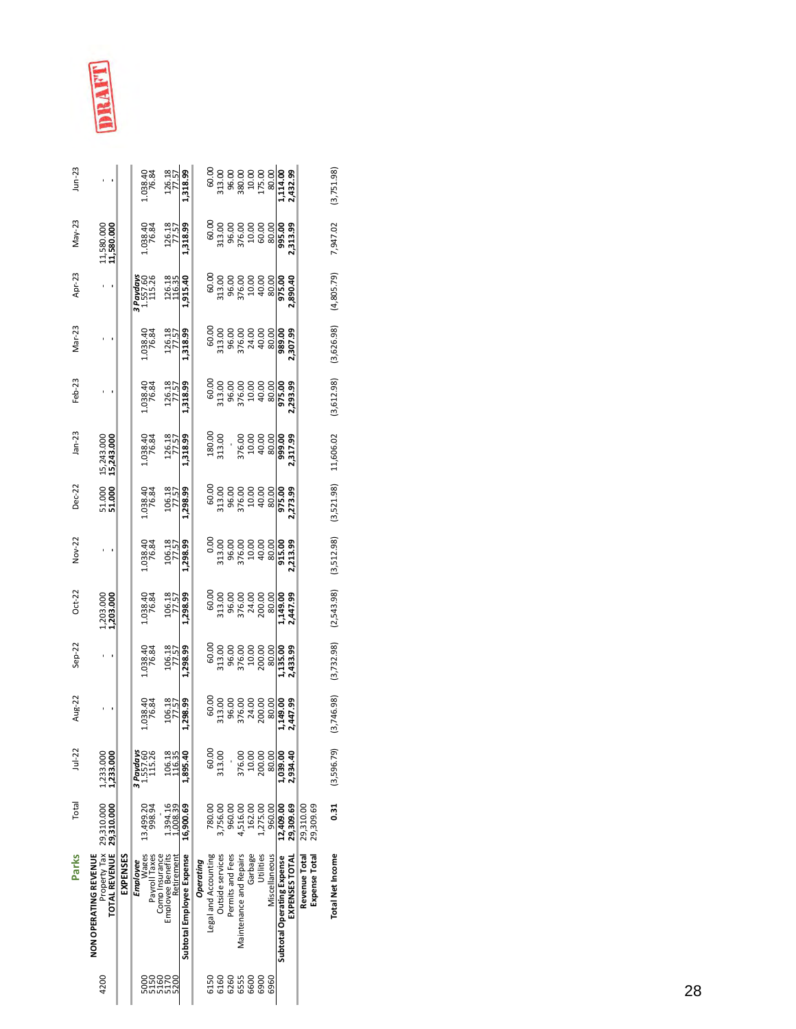# Parks

DRAFT

| | | Total | Jul-22 | Aug-22 | Sep-22 | Oct-22 | Nov-22 | Dec-22 | Jan-23 | Feb-23 | Mar-23 | Apr-23 | May-23 | Jun-23 |
|---|---|---|---|---|---|---|---|---|---|---|---|---|---|---|
| | **NON OPERATING REVENUE** | | | | | | | | | | | | | |
| 4200 | Property Tax | 29,310.000 | 1,233.000 | - | - | 1,203.000 | - | 51.000 | 15,243.000 | - | - | - | 11,580.000 | - |
| | **TOTAL REVENUE** | **29,310.000** | **1,233.000** | **-** | **-** | **1,203.000** | **-** | **51.000** | **15,243.000** | **-** | **-** | **-** | **11,580.000** | **-** |
| | **EXPENSES** | | | | | | | | | | | | | |
| | ***Employee*** | | ***3 Paydays*** | | | | | | | | | ***3 Paydays*** | | |
| 5000 | Wages | 13,499.20 | 1,557.60 | 1,038.40 | 1,038.40 | 1,038.40 | 1,038.40 | 1,038.40 | 1,038.40 | 1,038.40 | 1,038.40 | 1,557.60 | 1,038.40 | 1,038.40 |
| 5150 | Payroll Taxes | 998.94 | 115.26 | 76.84 | 76.84 | 76.84 | 76.84 | 76.84 | 76.84 | 76.84 | 76.84 | 115.26 | 76.84 | 76.84 |
| 5160 | Comp Insurance | - | | | | | | | | | | | | |
| 5170 | Employee Benefits | 1,394.16 | 106.18 | 106.18 | 106.18 | 106.18 | 106.18 | 106.18 | 126.18 | 126.18 | 126.18 | 126.18 | 126.18 | 126.18 |
| 5200 | Retirement | 1,008.39 | 116.35 | 77.57 | 77.57 | 77.57 | 77.57 | 77.57 | 77.57 | 77.57 | 77.57 | 116.35 | 77.57 | 77.57 |
| | **Subtotal Employee Expense** | **16,900.69** | **1,895.40** | **1,298.99** | **1,298.99** | **1,298.99** | **1,298.99** | **1,298.99** | **1,318.99** | **1,318.99** | **1,318.99** | **1,915.40** | **1,318.99** | **1,318.99** |
| | ***Operating*** | | | | | | | | | | | | | |
| 6150 | Legal and Accounting | 780.00 | 60.00 | 60.00 | 60.00 | 60.00 | 0.00 | 60.00 | 180.00 | 60.00 | 60.00 | 60.00 | 60.00 | 60.00 |
| 6160 | Outside services | 3,756.00 | 313.00 | 313.00 | 313.00 | 313.00 | 313.00 | 313.00 | 313.00 | 313.00 | 313.00 | 313.00 | 313.00 | 313.00 |
| 6260 | Permits and Fees | 960.00 | - | 96.00 | 96.00 | 96.00 | 96.00 | 96.00 | - | 96.00 | 96.00 | 96.00 | 96.00 | 96.00 |
| 6555 | Maintenance and Repairs | 4,516.00 | 376.00 | 376.00 | 376.00 | 376.00 | 376.00 | 376.00 | 376.00 | 376.00 | 376.00 | 376.00 | 376.00 | 380.00 |
| 6600 | Garbage | 162.00 | 10.00 | 24.00 | 10.00 | 24.00 | 10.00 | 10.00 | 10.00 | 10.00 | 24.00 | 10.00 | 10.00 | 10.00 |
| 6900 | Utilities | 1,275.00 | 200.00 | 200.00 | 200.00 | 200.00 | 40.00 | 40.00 | 40.00 | 40.00 | 40.00 | 40.00 | 60.00 | 175.00 |
| 6960 | Miscellaneous | 960.00 | 80.00 | 80.00 | 80.00 | 80.00 | 80.00 | 80.00 | 80.00 | 80.00 | 80.00 | 80.00 | 80.00 | 80.00 |
| | **Subtotal Operating Expense** | **12,409.00** | **1,039.00** | **1,149.00** | **1,135.00** | **1,149.00** | **915.00** | **975.00** | **999.00** | **975.00** | **989.00** | **975.00** | **995.00** | **1,114.00** |
| | **EXPENSES TOTAL** | **29,309.69** | **2,934.40** | **2,447.99** | **2,433.99** | **2,447.99** | **2,213.99** | **2,273.99** | **2,317.99** | **2,293.99** | **2,307.99** | **2,890.40** | **2,313.99** | **2,432.99** |
| | **Revenue Total** | 29,310.00 | | | | | | | | | | | | |
| | **Expense Total** | 29,309.69 | | | | | | | | | | | | |
| | **Total Net Income** | **0.31** | (3,596.79) | (3,746.98) | (3,732.98) | (2,543.98) | (3,512.98) | (3,521.98) | 11,606.02 | (3,612.98) | (3,626.98) | (4,805.79) | 7,947.02 | (3,751.98) |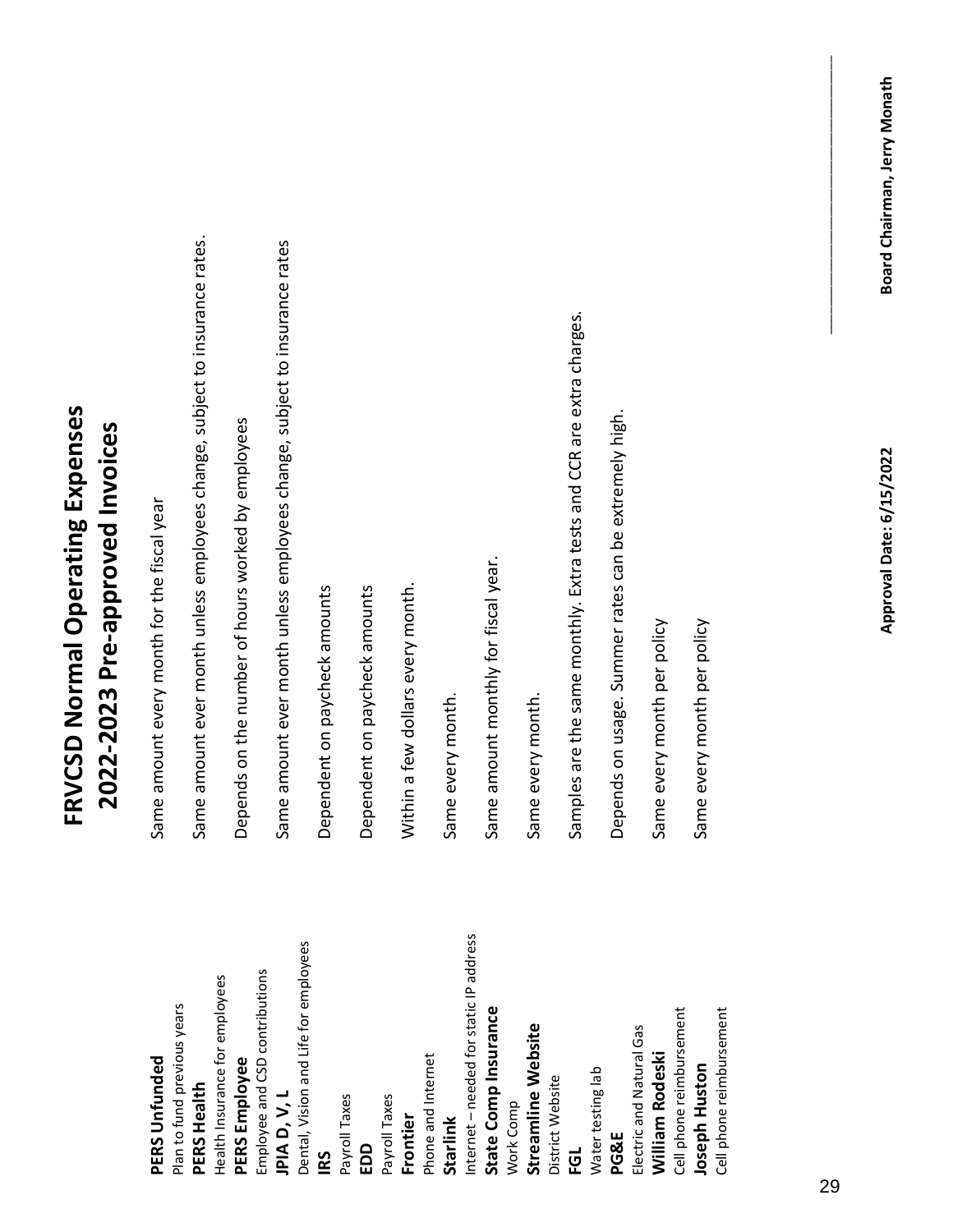# FRVCSD Normal Operating Expenses
## 2022-2023 Pre-approved Invoices

| | |
|---|---|
| **PERS Unfunded**<br>Plan to fund previous years | Same amount every month for the fiscal year |
| **PERS Health**<br>Health Insurance for employees | Same amount ever month unless employees change, subject to insurance rates. |
| **PERS Employee**<br>Employee and CSD contributions | Depends on the number of hours worked by employees |
| **JPIA D, V, L**<br>Dental, Vision and Life for employees | Same amount ever month unless employees change, subject to insurance rates |
| **IRS**<br>Payroll Taxes | Dependent on paycheck amounts |
| **EDD**<br>Payroll Taxes | Dependent on paycheck amounts |
| **Frontier**<br>Phone and Internet | Within a few dollars every month. |
| **Starlink**<br>Internet – needed for static IP address | Same every month. |
| **State Comp Insurance**<br>Work Comp | Same amount monthly for fiscal year. |
| **Streamline Website**<br>District Website | Same every month. |
| **FGL**<br>Water testing lab | Samples are the same monthly. Extra tests and CCR are extra charges. |
| **PG&E**<br>Electric and Natural Gas | Depends on usage. Summer rates can be extremely high. |
| **William Rodeski**<br>Cell phone reimbursement | Same every month per policy |
| **Joseph Huston**<br>Cell phone reimbursement | Same every month per policy |

**Approval Date: 6/15/2022**

_______________________________

**Board Chairman, Jerry Monath**